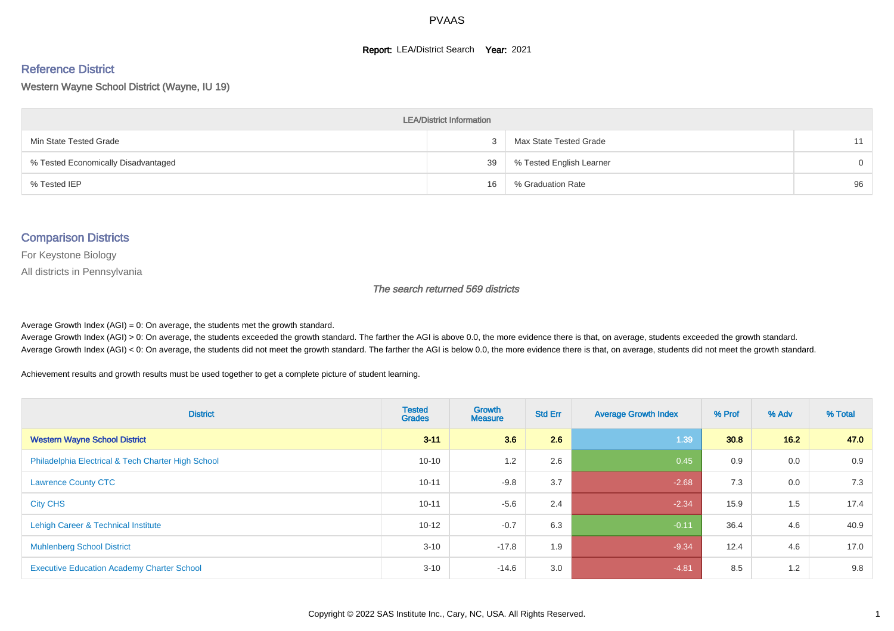# PVAAS

**Report:** LEA/District Search **Year:** 2021

## Reference District

### Western Wayne School District (Wayne, IU 19)

| LEA/District Information | | | |
|---|---|---|---|
| Min State Tested Grade | 3 | Max State Tested Grade | 11 |
| % Tested Economically Disadvantaged | 39 | % Tested English Learner | 0 |
| % Tested IEP | 16 | % Graduation Rate | 96 |

## Comparison Districts

For Keystone Biology

All districts in Pennsylvania

*The search returned 569 districts*

Average Growth Index (AGI) = 0: On average, the students met the growth standard.
Average Growth Index (AGI) > 0: On average, the students exceeded the growth standard. The farther the AGI is above 0.0, the more evidence there is that, on average, students exceeded the growth standard.
Average Growth Index (AGI) < 0: On average, the students did not meet the growth standard. The farther the AGI is below 0.0, the more evidence there is that, on average, students did not meet the growth standard.

Achievement results and growth results must be used together to get a complete picture of student learning.

| District | Tested Grades | Growth Measure | Std Err | Average Growth Index | % Prof | % Adv | % Total |
|---|---|---|---|---|---|---|---|
| **Western Wayne School District** | **3-11** | **3.6** | **2.6** | **1.39** | **30.8** | **16.2** | **47.0** |
| Philadelphia Electrical & Tech Charter High School | 10-10 | 1.2 | 2.6 | 0.45 | 0.9 | 0.0 | 0.9 |
| Lawrence County CTC | 10-11 | -9.8 | 3.7 | -2.68 | 7.3 | 0.0 | 7.3 |
| City CHS | 10-11 | -5.6 | 2.4 | -2.34 | 15.9 | 1.5 | 17.4 |
| Lehigh Career & Technical Institute | 10-12 | -0.7 | 6.3 | -0.11 | 36.4 | 4.6 | 40.9 |
| Muhlenberg School District | 3-10 | -17.8 | 1.9 | -9.34 | 12.4 | 4.6 | 17.0 |
| Executive Education Academy Charter School | 3-10 | -14.6 | 3.0 | -4.81 | 8.5 | 1.2 | 9.8 |

Copyright © 2022 SAS Institute Inc., Cary, NC, USA. All Rights Reserved.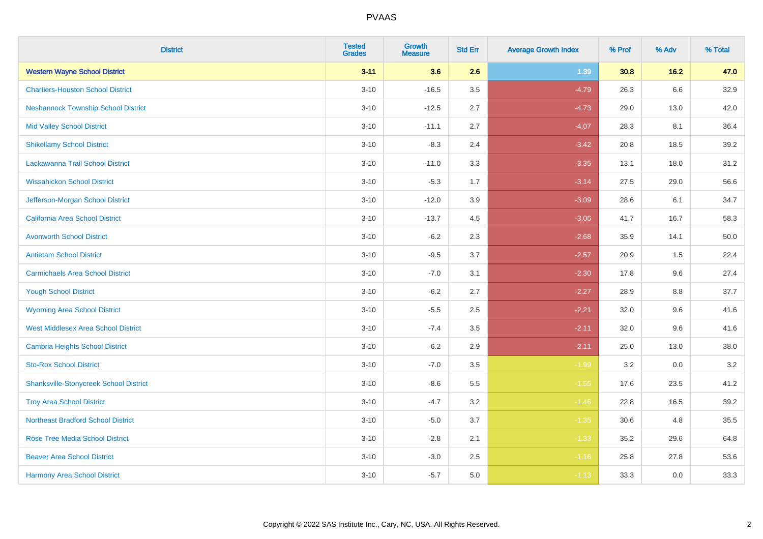# PVAAS

| District | Tested Grades | Growth Measure | Std Err | Average Growth Index | % Prof | % Adv | % Total |
|---|---|---|---|---|---|---|---|
| **Western Wayne School District** | **3-11** | **3.6** | **2.6** | **1.39** | **30.8** | **16.2** | **47.0** |
| Chartiers-Houston School District | 3-10 | -16.5 | 3.5 | -4.79 | 26.3 | 6.6 | 32.9 |
| Neshannock Township School District | 3-10 | -12.5 | 2.7 | -4.73 | 29.0 | 13.0 | 42.0 |
| Mid Valley School District | 3-10 | -11.1 | 2.7 | -4.07 | 28.3 | 8.1 | 36.4 |
| Shikellamy School District | 3-10 | -8.3 | 2.4 | -3.42 | 20.8 | 18.5 | 39.2 |
| Lackawanna Trail School District | 3-10 | -11.0 | 3.3 | -3.35 | 13.1 | 18.0 | 31.2 |
| Wissahickon School District | 3-10 | -5.3 | 1.7 | -3.14 | 27.5 | 29.0 | 56.6 |
| Jefferson-Morgan School District | 3-10 | -12.0 | 3.9 | -3.09 | 28.6 | 6.1 | 34.7 |
| California Area School District | 3-10 | -13.7 | 4.5 | -3.06 | 41.7 | 16.7 | 58.3 |
| Avonworth School District | 3-10 | -6.2 | 2.3 | -2.68 | 35.9 | 14.1 | 50.0 |
| Antietam School District | 3-10 | -9.5 | 3.7 | -2.57 | 20.9 | 1.5 | 22.4 |
| Carmichaels Area School District | 3-10 | -7.0 | 3.1 | -2.30 | 17.8 | 9.6 | 27.4 |
| Yough School District | 3-10 | -6.2 | 2.7 | -2.27 | 28.9 | 8.8 | 37.7 |
| Wyoming Area School District | 3-10 | -5.5 | 2.5 | -2.21 | 32.0 | 9.6 | 41.6 |
| West Middlesex Area School District | 3-10 | -7.4 | 3.5 | -2.11 | 32.0 | 9.6 | 41.6 |
| Cambria Heights School District | 3-10 | -6.2 | 2.9 | -2.11 | 25.0 | 13.0 | 38.0 |
| Sto-Rox School District | 3-10 | -7.0 | 3.5 | -1.99 | 3.2 | 0.0 | 3.2 |
| Shanksville-Stonycreek School District | 3-10 | -8.6 | 5.5 | -1.55 | 17.6 | 23.5 | 41.2 |
| Troy Area School District | 3-10 | -4.7 | 3.2 | -1.46 | 22.8 | 16.5 | 39.2 |
| Northeast Bradford School District | 3-10 | -5.0 | 3.7 | -1.35 | 30.6 | 4.8 | 35.5 |
| Rose Tree Media School District | 3-10 | -2.8 | 2.1 | -1.33 | 35.2 | 29.6 | 64.8 |
| Beaver Area School District | 3-10 | -3.0 | 2.5 | -1.16 | 25.8 | 27.8 | 53.6 |
| Harmony Area School District | 3-10 | -5.7 | 5.0 | -1.13 | 33.3 | 0.0 | 33.3 |

Copyright © 2022 SAS Institute Inc., Cary, NC, USA. All Rights Reserved.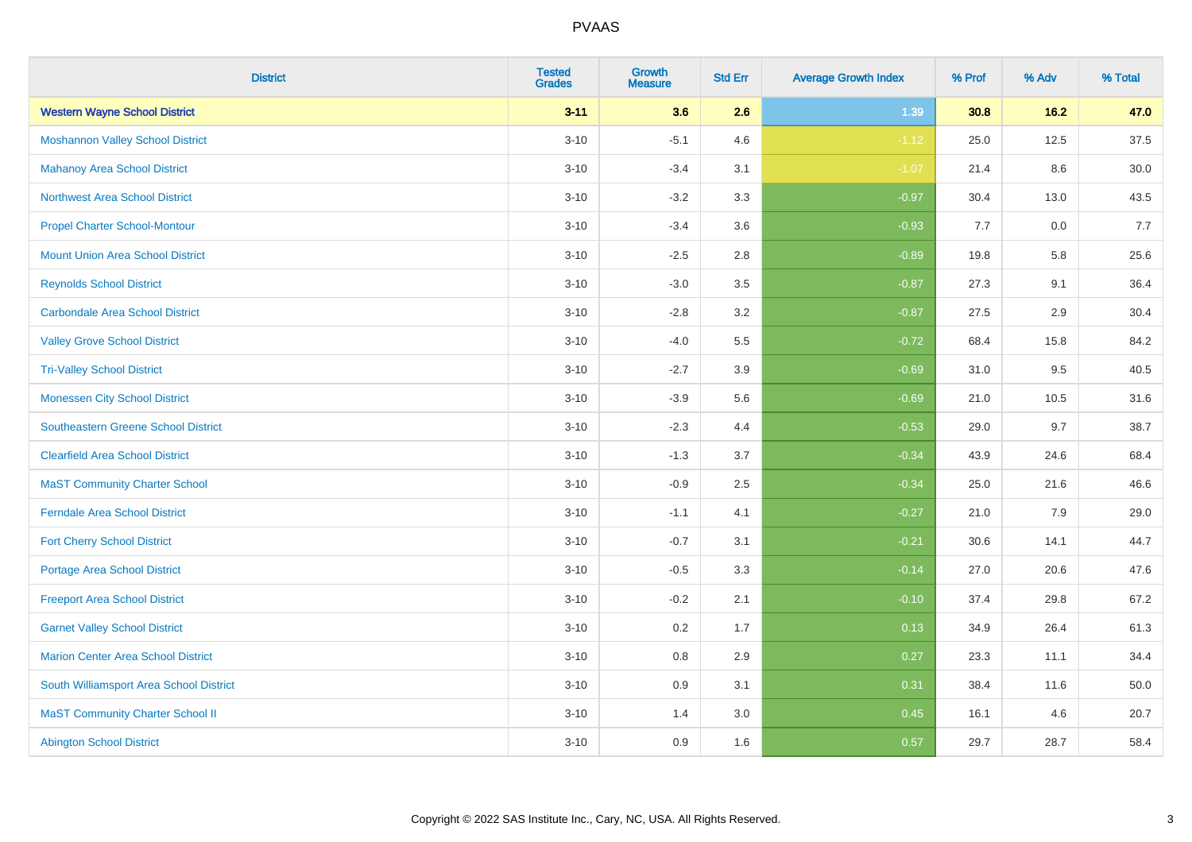PVAAS

| District | Tested Grades | Growth Measure | Std Err | Average Growth Index | % Prof | % Adv | % Total |
|---|---|---|---|---|---|---|---|
| **Western Wayne School District** | **3-11** | **3.6** | **2.6** | **1.39** | **30.8** | **16.2** | **47.0** |
| Moshannon Valley School District | 3-10 | -5.1 | 4.6 | -1.12 | 25.0 | 12.5 | 37.5 |
| Mahanoy Area School District | 3-10 | -3.4 | 3.1 | -1.07 | 21.4 | 8.6 | 30.0 |
| Northwest Area School District | 3-10 | -3.2 | 3.3 | -0.97 | 30.4 | 13.0 | 43.5 |
| Propel Charter School-Montour | 3-10 | -3.4 | 3.6 | -0.93 | 7.7 | 0.0 | 7.7 |
| Mount Union Area School District | 3-10 | -2.5 | 2.8 | -0.89 | 19.8 | 5.8 | 25.6 |
| Reynolds School District | 3-10 | -3.0 | 3.5 | -0.87 | 27.3 | 9.1 | 36.4 |
| Carbondale Area School District | 3-10 | -2.8 | 3.2 | -0.87 | 27.5 | 2.9 | 30.4 |
| Valley Grove School District | 3-10 | -4.0 | 5.5 | -0.72 | 68.4 | 15.8 | 84.2 |
| Tri-Valley School District | 3-10 | -2.7 | 3.9 | -0.69 | 31.0 | 9.5 | 40.5 |
| Monessen City School District | 3-10 | -3.9 | 5.6 | -0.69 | 21.0 | 10.5 | 31.6 |
| Southeastern Greene School District | 3-10 | -2.3 | 4.4 | -0.53 | 29.0 | 9.7 | 38.7 |
| Clearfield Area School District | 3-10 | -1.3 | 3.7 | -0.34 | 43.9 | 24.6 | 68.4 |
| MaST Community Charter School | 3-10 | -0.9 | 2.5 | -0.34 | 25.0 | 21.6 | 46.6 |
| Ferndale Area School District | 3-10 | -1.1 | 4.1 | -0.27 | 21.0 | 7.9 | 29.0 |
| Fort Cherry School District | 3-10 | -0.7 | 3.1 | -0.21 | 30.6 | 14.1 | 44.7 |
| Portage Area School District | 3-10 | -0.5 | 3.3 | -0.14 | 27.0 | 20.6 | 47.6 |
| Freeport Area School District | 3-10 | -0.2 | 2.1 | -0.10 | 37.4 | 29.8 | 67.2 |
| Garnet Valley School District | 3-10 | 0.2 | 1.7 | 0.13 | 34.9 | 26.4 | 61.3 |
| Marion Center Area School District | 3-10 | 0.8 | 2.9 | 0.27 | 23.3 | 11.1 | 34.4 |
| South Williamsport Area School District | 3-10 | 0.9 | 3.1 | 0.31 | 38.4 | 11.6 | 50.0 |
| MaST Community Charter School II | 3-10 | 1.4 | 3.0 | 0.45 | 16.1 | 4.6 | 20.7 |
| Abington School District | 3-10 | 0.9 | 1.6 | 0.57 | 29.7 | 28.7 | 58.4 |

Copyright © 2022 SAS Institute Inc., Cary, NC, USA. All Rights Reserved.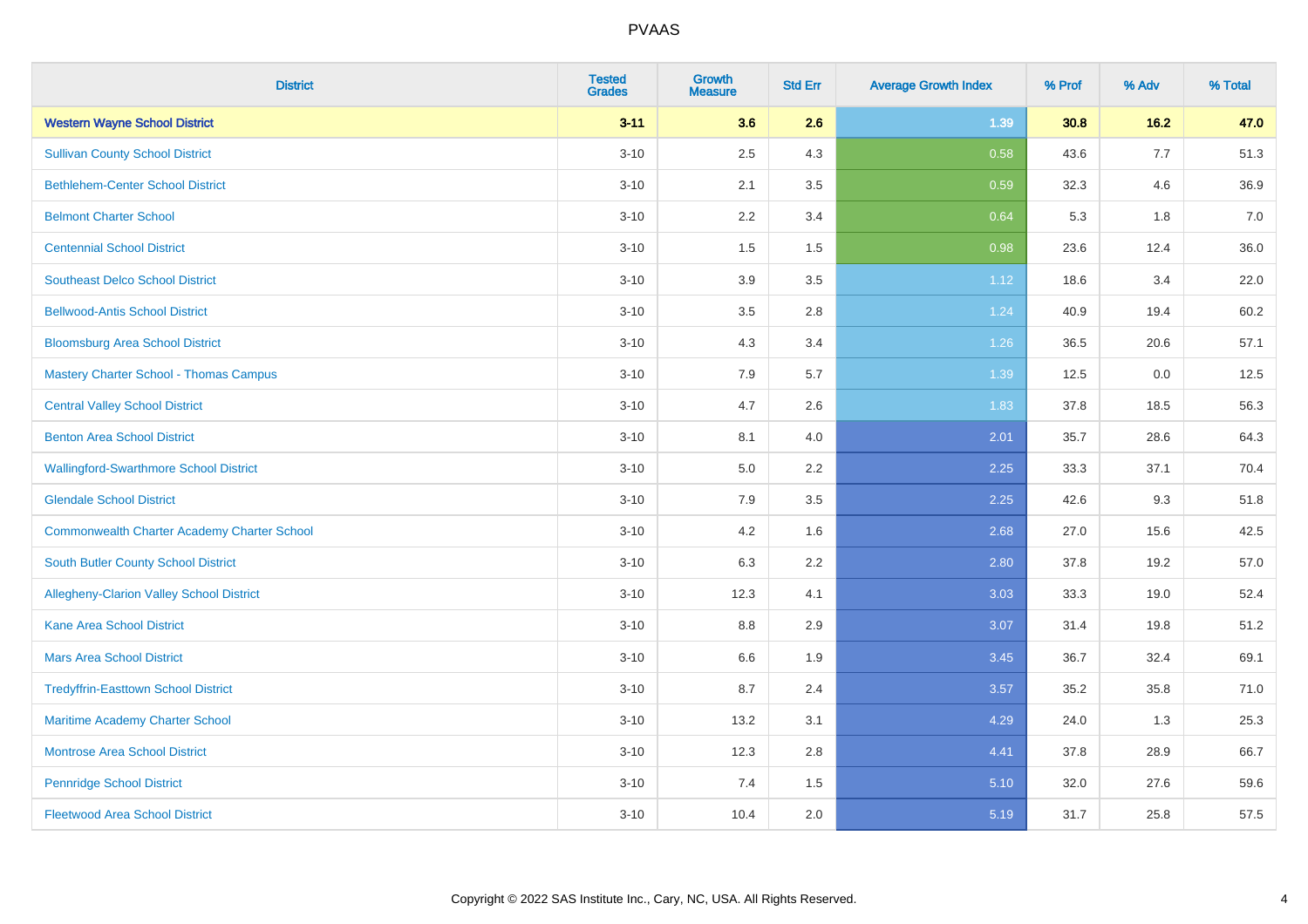# PVAAS

| District | Tested Grades | Growth Measure | Std Err | Average Growth Index | % Prof | % Adv | % Total |
|---|---|---|---|---|---|---|---|
| **Western Wayne School District** | **3-11** | **3.6** | **2.6** | **1.39** | **30.8** | **16.2** | **47.0** |
| Sullivan County School District | 3-10 | 2.5 | 4.3 | 0.58 | 43.6 | 7.7 | 51.3 |
| Bethlehem-Center School District | 3-10 | 2.1 | 3.5 | 0.59 | 32.3 | 4.6 | 36.9 |
| Belmont Charter School | 3-10 | 2.2 | 3.4 | 0.64 | 5.3 | 1.8 | 7.0 |
| Centennial School District | 3-10 | 1.5 | 1.5 | 0.98 | 23.6 | 12.4 | 36.0 |
| Southeast Delco School District | 3-10 | 3.9 | 3.5 | 1.12 | 18.6 | 3.4 | 22.0 |
| Bellwood-Antis School District | 3-10 | 3.5 | 2.8 | 1.24 | 40.9 | 19.4 | 60.2 |
| Bloomsburg Area School District | 3-10 | 4.3 | 3.4 | 1.26 | 36.5 | 20.6 | 57.1 |
| Mastery Charter School - Thomas Campus | 3-10 | 7.9 | 5.7 | 1.39 | 12.5 | 0.0 | 12.5 |
| Central Valley School District | 3-10 | 4.7 | 2.6 | 1.83 | 37.8 | 18.5 | 56.3 |
| Benton Area School District | 3-10 | 8.1 | 4.0 | 2.01 | 35.7 | 28.6 | 64.3 |
| Wallingford-Swarthmore School District | 3-10 | 5.0 | 2.2 | 2.25 | 33.3 | 37.1 | 70.4 |
| Glendale School District | 3-10 | 7.9 | 3.5 | 2.25 | 42.6 | 9.3 | 51.8 |
| Commonwealth Charter Academy Charter School | 3-10 | 4.2 | 1.6 | 2.68 | 27.0 | 15.6 | 42.5 |
| South Butler County School District | 3-10 | 6.3 | 2.2 | 2.80 | 37.8 | 19.2 | 57.0 |
| Allegheny-Clarion Valley School District | 3-10 | 12.3 | 4.1 | 3.03 | 33.3 | 19.0 | 52.4 |
| Kane Area School District | 3-10 | 8.8 | 2.9 | 3.07 | 31.4 | 19.8 | 51.2 |
| Mars Area School District | 3-10 | 6.6 | 1.9 | 3.45 | 36.7 | 32.4 | 69.1 |
| Tredyffrin-Easttown School District | 3-10 | 8.7 | 2.4 | 3.57 | 35.2 | 35.8 | 71.0 |
| Maritime Academy Charter School | 3-10 | 13.2 | 3.1 | 4.29 | 24.0 | 1.3 | 25.3 |
| Montrose Area School District | 3-10 | 12.3 | 2.8 | 4.41 | 37.8 | 28.9 | 66.7 |
| Pennridge School District | 3-10 | 7.4 | 1.5 | 5.10 | 32.0 | 27.6 | 59.6 |
| Fleetwood Area School District | 3-10 | 10.4 | 2.0 | 5.19 | 31.7 | 25.8 | 57.5 |

Copyright © 2022 SAS Institute Inc., Cary, NC, USA. All Rights Reserved.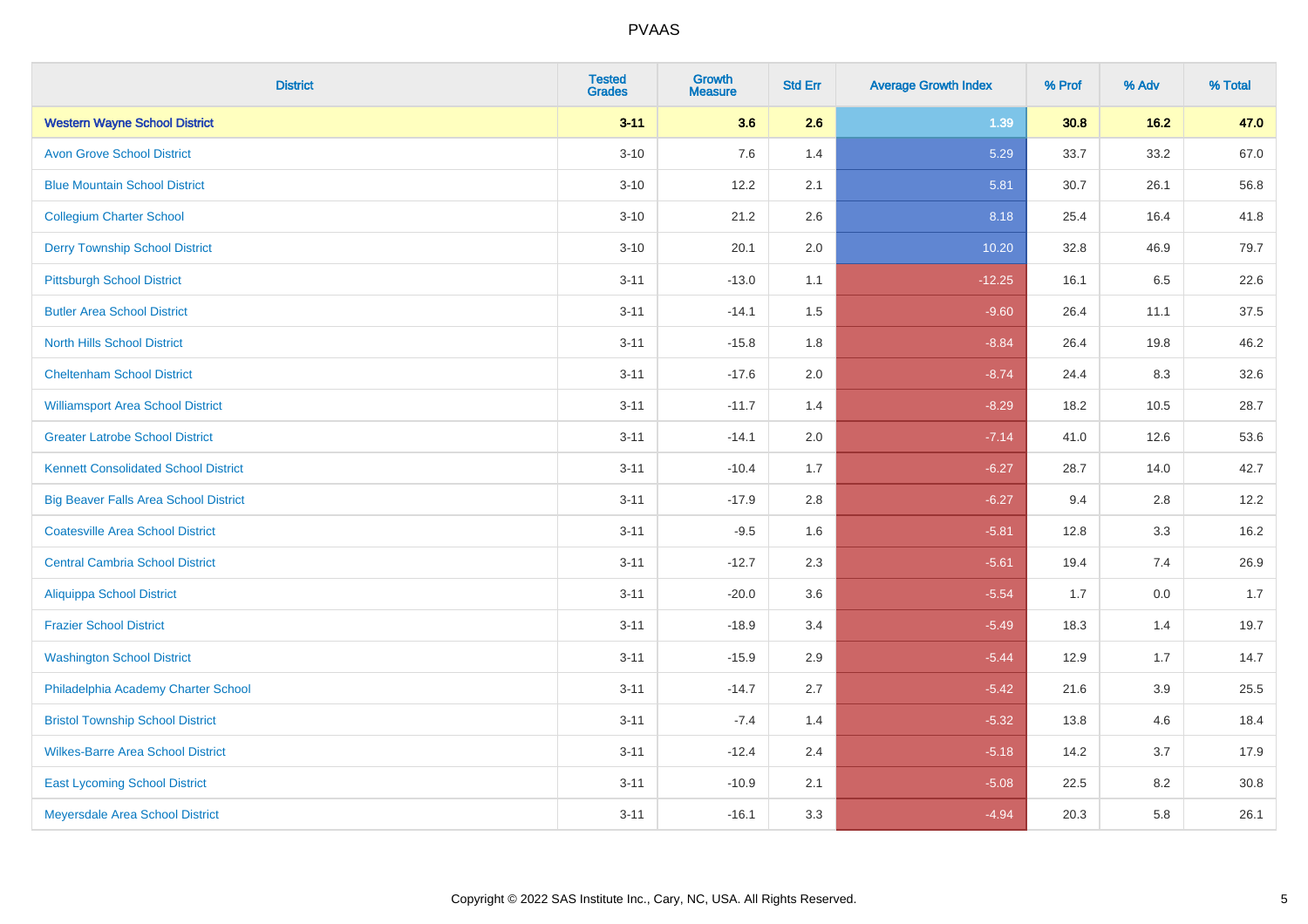# PVAAS

| District | Tested Grades | Growth Measure | Std Err | Average Growth Index | % Prof | % Adv | % Total |
|---|---|---|---|---|---|---|---|
| **Western Wayne School District** | **3-11** | **3.6** | **2.6** | **1.39** | **30.8** | **16.2** | **47.0** |
| Avon Grove School District | 3-10 | 7.6 | 1.4 | 5.29 | 33.7 | 33.2 | 67.0 |
| Blue Mountain School District | 3-10 | 12.2 | 2.1 | 5.81 | 30.7 | 26.1 | 56.8 |
| Collegium Charter School | 3-10 | 21.2 | 2.6 | 8.18 | 25.4 | 16.4 | 41.8 |
| Derry Township School District | 3-10 | 20.1 | 2.0 | 10.20 | 32.8 | 46.9 | 79.7 |
| Pittsburgh School District | 3-11 | -13.0 | 1.1 | -12.25 | 16.1 | 6.5 | 22.6 |
| Butler Area School District | 3-11 | -14.1 | 1.5 | -9.60 | 26.4 | 11.1 | 37.5 |
| North Hills School District | 3-11 | -15.8 | 1.8 | -8.84 | 26.4 | 19.8 | 46.2 |
| Cheltenham School District | 3-11 | -17.6 | 2.0 | -8.74 | 24.4 | 8.3 | 32.6 |
| Williamsport Area School District | 3-11 | -11.7 | 1.4 | -8.29 | 18.2 | 10.5 | 28.7 |
| Greater Latrobe School District | 3-11 | -14.1 | 2.0 | -7.14 | 41.0 | 12.6 | 53.6 |
| Kennett Consolidated School District | 3-11 | -10.4 | 1.7 | -6.27 | 28.7 | 14.0 | 42.7 |
| Big Beaver Falls Area School District | 3-11 | -17.9 | 2.8 | -6.27 | 9.4 | 2.8 | 12.2 |
| Coatesville Area School District | 3-11 | -9.5 | 1.6 | -5.81 | 12.8 | 3.3 | 16.2 |
| Central Cambria School District | 3-11 | -12.7 | 2.3 | -5.61 | 19.4 | 7.4 | 26.9 |
| Aliquippa School District | 3-11 | -20.0 | 3.6 | -5.54 | 1.7 | 0.0 | 1.7 |
| Frazier School District | 3-11 | -18.9 | 3.4 | -5.49 | 18.3 | 1.4 | 19.7 |
| Washington School District | 3-11 | -15.9 | 2.9 | -5.44 | 12.9 | 1.7 | 14.7 |
| Philadelphia Academy Charter School | 3-11 | -14.7 | 2.7 | -5.42 | 21.6 | 3.9 | 25.5 |
| Bristol Township School District | 3-11 | -7.4 | 1.4 | -5.32 | 13.8 | 4.6 | 18.4 |
| Wilkes-Barre Area School District | 3-11 | -12.4 | 2.4 | -5.18 | 14.2 | 3.7 | 17.9 |
| East Lycoming School District | 3-11 | -10.9 | 2.1 | -5.08 | 22.5 | 8.2 | 30.8 |
| Meyersdale Area School District | 3-11 | -16.1 | 3.3 | -4.94 | 20.3 | 5.8 | 26.1 |

Copyright © 2022 SAS Institute Inc., Cary, NC, USA. All Rights Reserved.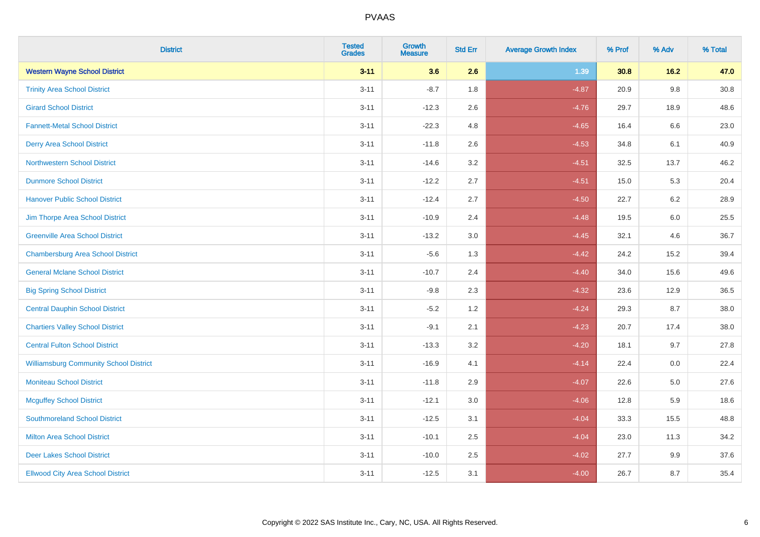# PVAAS

| District | Tested Grades | Growth Measure | Std Err | Average Growth Index | % Prof | % Adv | % Total |
|---|---|---|---|---|---|---|---|
| **Western Wayne School District** | **3-11** | **3.6** | **2.6** | **1.39** | **30.8** | **16.2** | **47.0** |
| Trinity Area School District | 3-11 | -8.7 | 1.8 | -4.87 | 20.9 | 9.8 | 30.8 |
| Girard School District | 3-11 | -12.3 | 2.6 | -4.76 | 29.7 | 18.9 | 48.6 |
| Fannett-Metal School District | 3-11 | -22.3 | 4.8 | -4.65 | 16.4 | 6.6 | 23.0 |
| Derry Area School District | 3-11 | -11.8 | 2.6 | -4.53 | 34.8 | 6.1 | 40.9 |
| Northwestern School District | 3-11 | -14.6 | 3.2 | -4.51 | 32.5 | 13.7 | 46.2 |
| Dunmore School District | 3-11 | -12.2 | 2.7 | -4.51 | 15.0 | 5.3 | 20.4 |
| Hanover Public School District | 3-11 | -12.4 | 2.7 | -4.50 | 22.7 | 6.2 | 28.9 |
| Jim Thorpe Area School District | 3-11 | -10.9 | 2.4 | -4.48 | 19.5 | 6.0 | 25.5 |
| Greenville Area School District | 3-11 | -13.2 | 3.0 | -4.45 | 32.1 | 4.6 | 36.7 |
| Chambersburg Area School District | 3-11 | -5.6 | 1.3 | -4.42 | 24.2 | 15.2 | 39.4 |
| General Mclane School District | 3-11 | -10.7 | 2.4 | -4.40 | 34.0 | 15.6 | 49.6 |
| Big Spring School District | 3-11 | -9.8 | 2.3 | -4.32 | 23.6 | 12.9 | 36.5 |
| Central Dauphin School District | 3-11 | -5.2 | 1.2 | -4.24 | 29.3 | 8.7 | 38.0 |
| Chartiers Valley School District | 3-11 | -9.1 | 2.1 | -4.23 | 20.7 | 17.4 | 38.0 |
| Central Fulton School District | 3-11 | -13.3 | 3.2 | -4.20 | 18.1 | 9.7 | 27.8 |
| Williamsburg Community School District | 3-11 | -16.9 | 4.1 | -4.14 | 22.4 | 0.0 | 22.4 |
| Moniteau School District | 3-11 | -11.8 | 2.9 | -4.07 | 22.6 | 5.0 | 27.6 |
| Mcguffey School District | 3-11 | -12.1 | 3.0 | -4.06 | 12.8 | 5.9 | 18.6 |
| Southmoreland School District | 3-11 | -12.5 | 3.1 | -4.04 | 33.3 | 15.5 | 48.8 |
| Milton Area School District | 3-11 | -10.1 | 2.5 | -4.04 | 23.0 | 11.3 | 34.2 |
| Deer Lakes School District | 3-11 | -10.0 | 2.5 | -4.02 | 27.7 | 9.9 | 37.6 |
| Ellwood City Area School District | 3-11 | -12.5 | 3.1 | -4.00 | 26.7 | 8.7 | 35.4 |

Copyright © 2022 SAS Institute Inc., Cary, NC, USA. All Rights Reserved.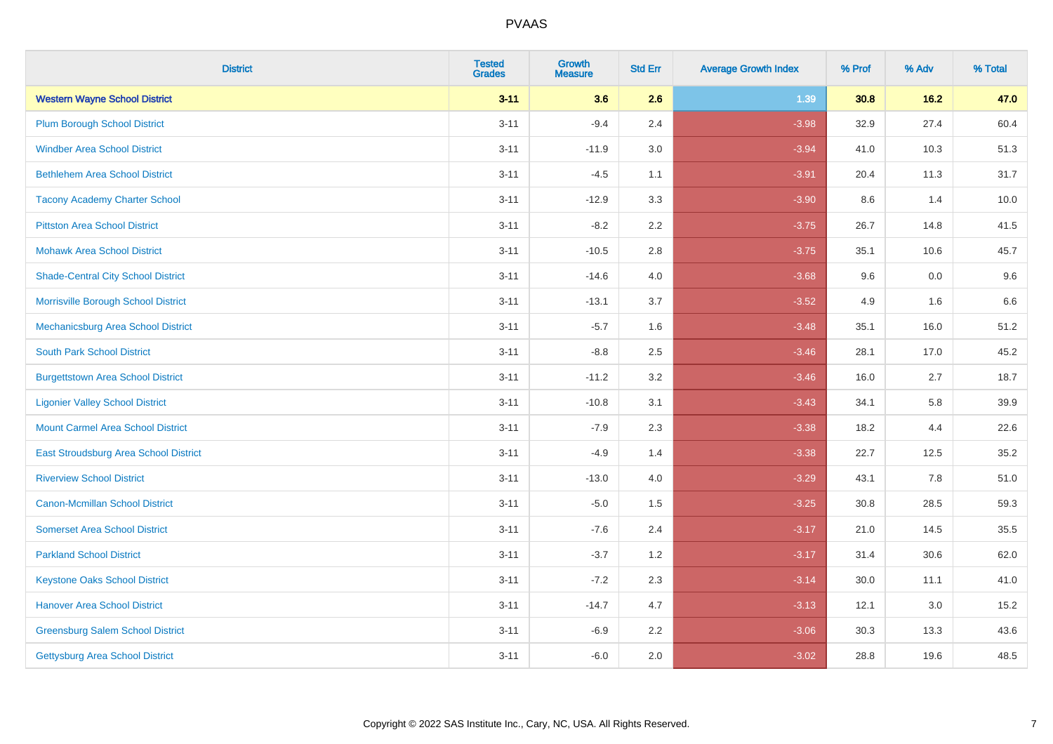# PVAAS

| District | Tested Grades | Growth Measure | Std Err | Average Growth Index | % Prof | % Adv | % Total |
|---|---|---|---|---|---|---|---|
| **Western Wayne School District** | **3-11** | **3.6** | **2.6** | **1.39** | **30.8** | **16.2** | **47.0** |
| Plum Borough School District | 3-11 | -9.4 | 2.4 | -3.98 | 32.9 | 27.4 | 60.4 |
| Windber Area School District | 3-11 | -11.9 | 3.0 | -3.94 | 41.0 | 10.3 | 51.3 |
| Bethlehem Area School District | 3-11 | -4.5 | 1.1 | -3.91 | 20.4 | 11.3 | 31.7 |
| Tacony Academy Charter School | 3-11 | -12.9 | 3.3 | -3.90 | 8.6 | 1.4 | 10.0 |
| Pittston Area School District | 3-11 | -8.2 | 2.2 | -3.75 | 26.7 | 14.8 | 41.5 |
| Mohawk Area School District | 3-11 | -10.5 | 2.8 | -3.75 | 35.1 | 10.6 | 45.7 |
| Shade-Central City School District | 3-11 | -14.6 | 4.0 | -3.68 | 9.6 | 0.0 | 9.6 |
| Morrisville Borough School District | 3-11 | -13.1 | 3.7 | -3.52 | 4.9 | 1.6 | 6.6 |
| Mechanicsburg Area School District | 3-11 | -5.7 | 1.6 | -3.48 | 35.1 | 16.0 | 51.2 |
| South Park School District | 3-11 | -8.8 | 2.5 | -3.46 | 28.1 | 17.0 | 45.2 |
| Burgettstown Area School District | 3-11 | -11.2 | 3.2 | -3.46 | 16.0 | 2.7 | 18.7 |
| Ligonier Valley School District | 3-11 | -10.8 | 3.1 | -3.43 | 34.1 | 5.8 | 39.9 |
| Mount Carmel Area School District | 3-11 | -7.9 | 2.3 | -3.38 | 18.2 | 4.4 | 22.6 |
| East Stroudsburg Area School District | 3-11 | -4.9 | 1.4 | -3.38 | 22.7 | 12.5 | 35.2 |
| Riverview School District | 3-11 | -13.0 | 4.0 | -3.29 | 43.1 | 7.8 | 51.0 |
| Canon-Mcmillan School District | 3-11 | -5.0 | 1.5 | -3.25 | 30.8 | 28.5 | 59.3 |
| Somerset Area School District | 3-11 | -7.6 | 2.4 | -3.17 | 21.0 | 14.5 | 35.5 |
| Parkland School District | 3-11 | -3.7 | 1.2 | -3.17 | 31.4 | 30.6 | 62.0 |
| Keystone Oaks School District | 3-11 | -7.2 | 2.3 | -3.14 | 30.0 | 11.1 | 41.0 |
| Hanover Area School District | 3-11 | -14.7 | 4.7 | -3.13 | 12.1 | 3.0 | 15.2 |
| Greensburg Salem School District | 3-11 | -6.9 | 2.2 | -3.06 | 30.3 | 13.3 | 43.6 |
| Gettysburg Area School District | 3-11 | -6.0 | 2.0 | -3.02 | 28.8 | 19.6 | 48.5 |

Copyright © 2022 SAS Institute Inc., Cary, NC, USA. All Rights Reserved.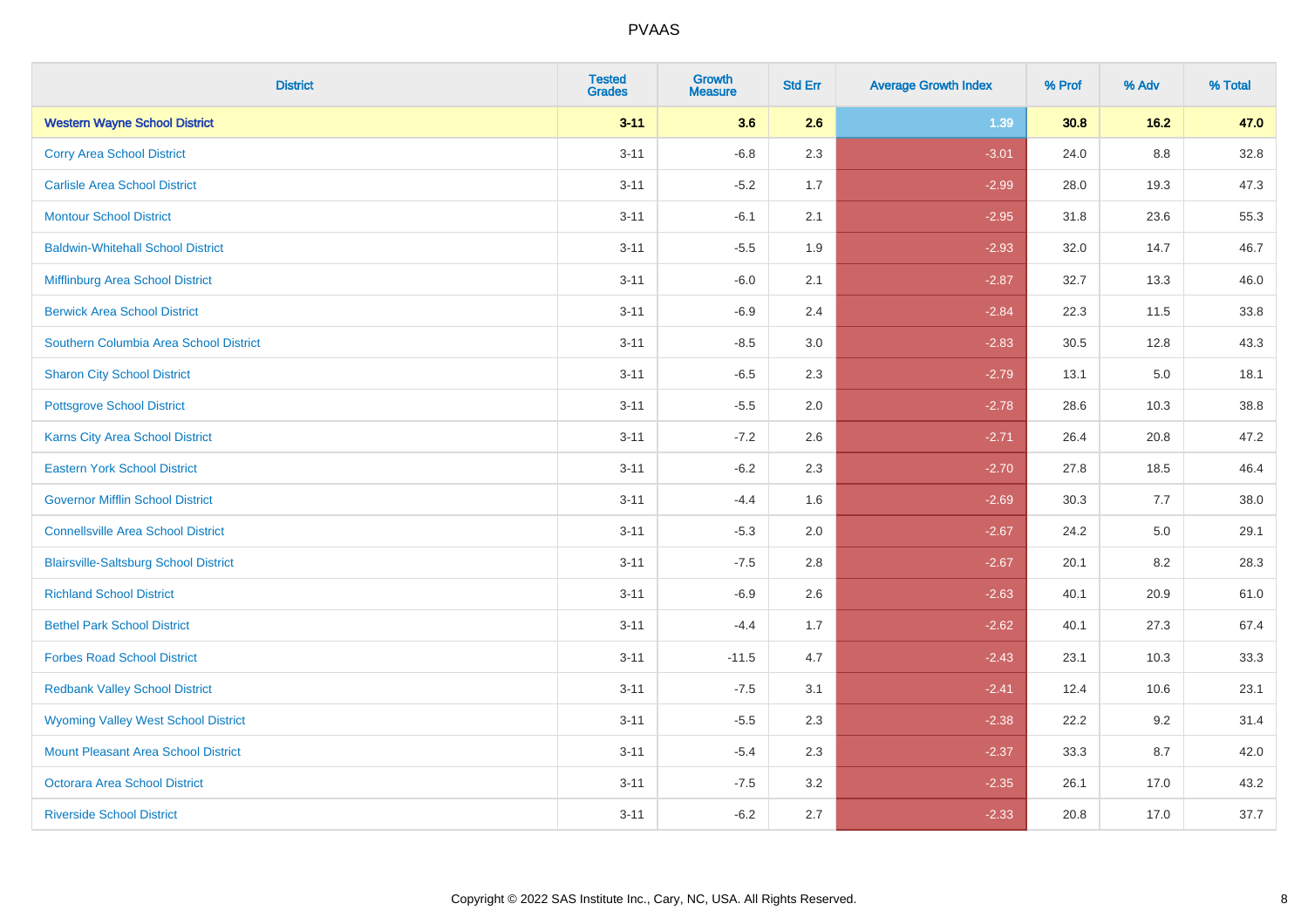# PVAAS

| District | Tested Grades | Growth Measure | Std Err | Average Growth Index | % Prof | % Adv | % Total |
|---|---|---|---|---|---|---|---|
| **Western Wayne School District** | **3-11** | **3.6** | **2.6** | **1.39** | **30.8** | **16.2** | **47.0** |
| Corry Area School District | 3-11 | -6.8 | 2.3 | -3.01 | 24.0 | 8.8 | 32.8 |
| Carlisle Area School District | 3-11 | -5.2 | 1.7 | -2.99 | 28.0 | 19.3 | 47.3 |
| Montour School District | 3-11 | -6.1 | 2.1 | -2.95 | 31.8 | 23.6 | 55.3 |
| Baldwin-Whitehall School District | 3-11 | -5.5 | 1.9 | -2.93 | 32.0 | 14.7 | 46.7 |
| Mifflinburg Area School District | 3-11 | -6.0 | 2.1 | -2.87 | 32.7 | 13.3 | 46.0 |
| Berwick Area School District | 3-11 | -6.9 | 2.4 | -2.84 | 22.3 | 11.5 | 33.8 |
| Southern Columbia Area School District | 3-11 | -8.5 | 3.0 | -2.83 | 30.5 | 12.8 | 43.3 |
| Sharon City School District | 3-11 | -6.5 | 2.3 | -2.79 | 13.1 | 5.0 | 18.1 |
| Pottsgrove School District | 3-11 | -5.5 | 2.0 | -2.78 | 28.6 | 10.3 | 38.8 |
| Karns City Area School District | 3-11 | -7.2 | 2.6 | -2.71 | 26.4 | 20.8 | 47.2 |
| Eastern York School District | 3-11 | -6.2 | 2.3 | -2.70 | 27.8 | 18.5 | 46.4 |
| Governor Mifflin School District | 3-11 | -4.4 | 1.6 | -2.69 | 30.3 | 7.7 | 38.0 |
| Connellsville Area School District | 3-11 | -5.3 | 2.0 | -2.67 | 24.2 | 5.0 | 29.1 |
| Blairsville-Saltsburg School District | 3-11 | -7.5 | 2.8 | -2.67 | 20.1 | 8.2 | 28.3 |
| Richland School District | 3-11 | -6.9 | 2.6 | -2.63 | 40.1 | 20.9 | 61.0 |
| Bethel Park School District | 3-11 | -4.4 | 1.7 | -2.62 | 40.1 | 27.3 | 67.4 |
| Forbes Road School District | 3-11 | -11.5 | 4.7 | -2.43 | 23.1 | 10.3 | 33.3 |
| Redbank Valley School District | 3-11 | -7.5 | 3.1 | -2.41 | 12.4 | 10.6 | 23.1 |
| Wyoming Valley West School District | 3-11 | -5.5 | 2.3 | -2.38 | 22.2 | 9.2 | 31.4 |
| Mount Pleasant Area School District | 3-11 | -5.4 | 2.3 | -2.37 | 33.3 | 8.7 | 42.0 |
| Octorara Area School District | 3-11 | -7.5 | 3.2 | -2.35 | 26.1 | 17.0 | 43.2 |
| Riverside School District | 3-11 | -6.2 | 2.7 | -2.33 | 20.8 | 17.0 | 37.7 |

Copyright © 2022 SAS Institute Inc., Cary, NC, USA. All Rights Reserved.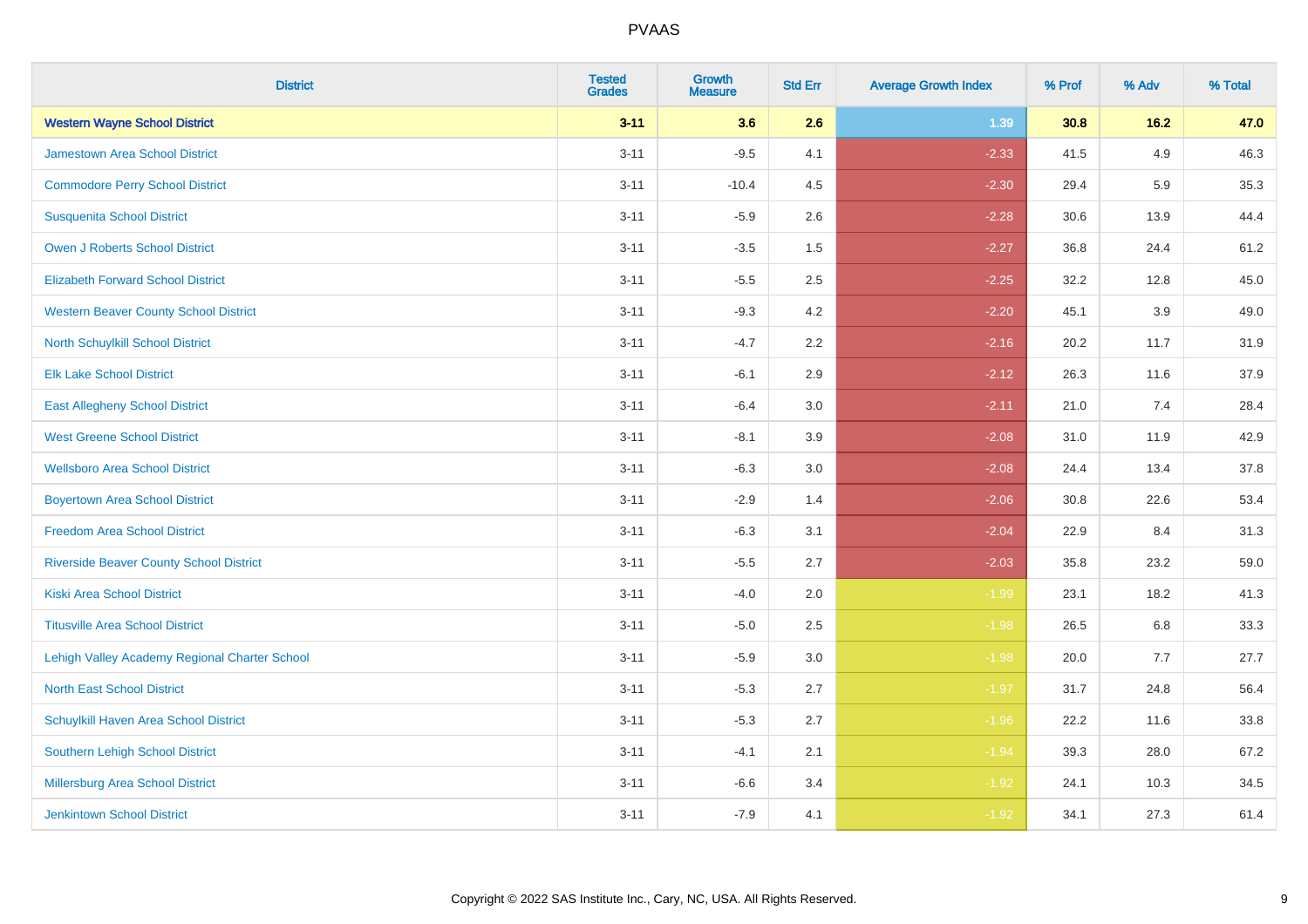# PVAAS

| District | Tested Grades | Growth Measure | Std Err | Average Growth Index | % Prof | % Adv | % Total |
|---|---|---|---|---|---|---|---|
| **Western Wayne School District** | **3-11** | **3.6** | **2.6** | **1.39** | **30.8** | **16.2** | **47.0** |
| Jamestown Area School District | 3-11 | -9.5 | 4.1 | -2.33 | 41.5 | 4.9 | 46.3 |
| Commodore Perry School District | 3-11 | -10.4 | 4.5 | -2.30 | 29.4 | 5.9 | 35.3 |
| Susquenita School District | 3-11 | -5.9 | 2.6 | -2.28 | 30.6 | 13.9 | 44.4 |
| Owen J Roberts School District | 3-11 | -3.5 | 1.5 | -2.27 | 36.8 | 24.4 | 61.2 |
| Elizabeth Forward School District | 3-11 | -5.5 | 2.5 | -2.25 | 32.2 | 12.8 | 45.0 |
| Western Beaver County School District | 3-11 | -9.3 | 4.2 | -2.20 | 45.1 | 3.9 | 49.0 |
| North Schuylkill School District | 3-11 | -4.7 | 2.2 | -2.16 | 20.2 | 11.7 | 31.9 |
| Elk Lake School District | 3-11 | -6.1 | 2.9 | -2.12 | 26.3 | 11.6 | 37.9 |
| East Allegheny School District | 3-11 | -6.4 | 3.0 | -2.11 | 21.0 | 7.4 | 28.4 |
| West Greene School District | 3-11 | -8.1 | 3.9 | -2.08 | 31.0 | 11.9 | 42.9 |
| Wellsboro Area School District | 3-11 | -6.3 | 3.0 | -2.08 | 24.4 | 13.4 | 37.8 |
| Boyertown Area School District | 3-11 | -2.9 | 1.4 | -2.06 | 30.8 | 22.6 | 53.4 |
| Freedom Area School District | 3-11 | -6.3 | 3.1 | -2.04 | 22.9 | 8.4 | 31.3 |
| Riverside Beaver County School District | 3-11 | -5.5 | 2.7 | -2.03 | 35.8 | 23.2 | 59.0 |
| Kiski Area School District | 3-11 | -4.0 | 2.0 | -1.99 | 23.1 | 18.2 | 41.3 |
| Titusville Area School District | 3-11 | -5.0 | 2.5 | -1.98 | 26.5 | 6.8 | 33.3 |
| Lehigh Valley Academy Regional Charter School | 3-11 | -5.9 | 3.0 | -1.98 | 20.0 | 7.7 | 27.7 |
| North East School District | 3-11 | -5.3 | 2.7 | -1.97 | 31.7 | 24.8 | 56.4 |
| Schuylkill Haven Area School District | 3-11 | -5.3 | 2.7 | -1.96 | 22.2 | 11.6 | 33.8 |
| Southern Lehigh School District | 3-11 | -4.1 | 2.1 | -1.94 | 39.3 | 28.0 | 67.2 |
| Millersburg Area School District | 3-11 | -6.6 | 3.4 | -1.92 | 24.1 | 10.3 | 34.5 |
| Jenkintown School District | 3-11 | -7.9 | 4.1 | -1.92 | 34.1 | 27.3 | 61.4 |

Copyright © 2022 SAS Institute Inc., Cary, NC, USA. All Rights Reserved.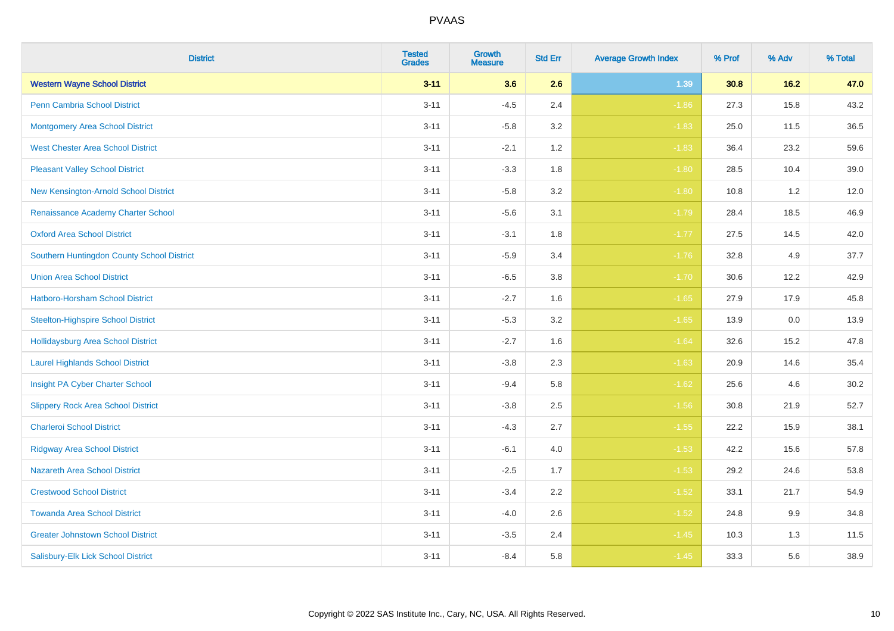| District | Tested Grades | Growth Measure | Std Err | Average Growth Index | % Prof | % Adv | % Total |
|---|---|---|---|---|---|---|---|
| **Western Wayne School District** | **3-11** | **3.6** | **2.6** | **1.39** | **30.8** | **16.2** | **47.0** |
| Penn Cambria School District | 3-11 | -4.5 | 2.4 | -1.86 | 27.3 | 15.8 | 43.2 |
| Montgomery Area School District | 3-11 | -5.8 | 3.2 | -1.83 | 25.0 | 11.5 | 36.5 |
| West Chester Area School District | 3-11 | -2.1 | 1.2 | -1.83 | 36.4 | 23.2 | 59.6 |
| Pleasant Valley School District | 3-11 | -3.3 | 1.8 | -1.80 | 28.5 | 10.4 | 39.0 |
| New Kensington-Arnold School District | 3-11 | -5.8 | 3.2 | -1.80 | 10.8 | 1.2 | 12.0 |
| Renaissance Academy Charter School | 3-11 | -5.6 | 3.1 | -1.79 | 28.4 | 18.5 | 46.9 |
| Oxford Area School District | 3-11 | -3.1 | 1.8 | -1.77 | 27.5 | 14.5 | 42.0 |
| Southern Huntingdon County School District | 3-11 | -5.9 | 3.4 | -1.76 | 32.8 | 4.9 | 37.7 |
| Union Area School District | 3-11 | -6.5 | 3.8 | -1.70 | 30.6 | 12.2 | 42.9 |
| Hatboro-Horsham School District | 3-11 | -2.7 | 1.6 | -1.65 | 27.9 | 17.9 | 45.8 |
| Steelton-Highspire School District | 3-11 | -5.3 | 3.2 | -1.65 | 13.9 | 0.0 | 13.9 |
| Hollidaysburg Area School District | 3-11 | -2.7 | 1.6 | -1.64 | 32.6 | 15.2 | 47.8 |
| Laurel Highlands School District | 3-11 | -3.8 | 2.3 | -1.63 | 20.9 | 14.6 | 35.4 |
| Insight PA Cyber Charter School | 3-11 | -9.4 | 5.8 | -1.62 | 25.6 | 4.6 | 30.2 |
| Slippery Rock Area School District | 3-11 | -3.8 | 2.5 | -1.56 | 30.8 | 21.9 | 52.7 |
| Charleroi School District | 3-11 | -4.3 | 2.7 | -1.55 | 22.2 | 15.9 | 38.1 |
| Ridgway Area School District | 3-11 | -6.1 | 4.0 | -1.53 | 42.2 | 15.6 | 57.8 |
| Nazareth Area School District | 3-11 | -2.5 | 1.7 | -1.53 | 29.2 | 24.6 | 53.8 |
| Crestwood School District | 3-11 | -3.4 | 2.2 | -1.52 | 33.1 | 21.7 | 54.9 |
| Towanda Area School District | 3-11 | -4.0 | 2.6 | -1.52 | 24.8 | 9.9 | 34.8 |
| Greater Johnstown School District | 3-11 | -3.5 | 2.4 | -1.45 | 10.3 | 1.3 | 11.5 |
| Salisbury-Elk Lick School District | 3-11 | -8.4 | 5.8 | -1.45 | 33.3 | 5.6 | 38.9 |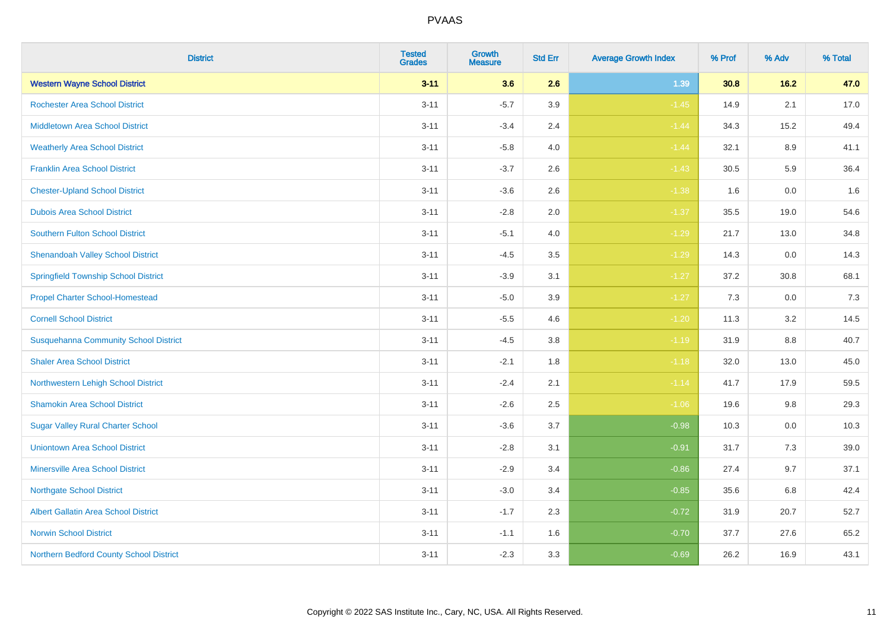PVAAS

| District | Tested Grades | Growth Measure | Std Err | Average Growth Index | % Prof | % Adv | % Total |
|---|---|---|---|---|---|---|---|
| **Western Wayne School District** | **3-11** | **3.6** | **2.6** | **1.39** | **30.8** | **16.2** | **47.0** |
| Rochester Area School District | 3-11 | -5.7 | 3.9 | -1.45 | 14.9 | 2.1 | 17.0 |
| Middletown Area School District | 3-11 | -3.4 | 2.4 | -1.44 | 34.3 | 15.2 | 49.4 |
| Weatherly Area School District | 3-11 | -5.8 | 4.0 | -1.44 | 32.1 | 8.9 | 41.1 |
| Franklin Area School District | 3-11 | -3.7 | 2.6 | -1.43 | 30.5 | 5.9 | 36.4 |
| Chester-Upland School District | 3-11 | -3.6 | 2.6 | -1.38 | 1.6 | 0.0 | 1.6 |
| Dubois Area School District | 3-11 | -2.8 | 2.0 | -1.37 | 35.5 | 19.0 | 54.6 |
| Southern Fulton School District | 3-11 | -5.1 | 4.0 | -1.29 | 21.7 | 13.0 | 34.8 |
| Shenandoah Valley School District | 3-11 | -4.5 | 3.5 | -1.29 | 14.3 | 0.0 | 14.3 |
| Springfield Township School District | 3-11 | -3.9 | 3.1 | -1.27 | 37.2 | 30.8 | 68.1 |
| Propel Charter School-Homestead | 3-11 | -5.0 | 3.9 | -1.27 | 7.3 | 0.0 | 7.3 |
| Cornell School District | 3-11 | -5.5 | 4.6 | -1.20 | 11.3 | 3.2 | 14.5 |
| Susquehanna Community School District | 3-11 | -4.5 | 3.8 | -1.19 | 31.9 | 8.8 | 40.7 |
| Shaler Area School District | 3-11 | -2.1 | 1.8 | -1.18 | 32.0 | 13.0 | 45.0 |
| Northwestern Lehigh School District | 3-11 | -2.4 | 2.1 | -1.14 | 41.7 | 17.9 | 59.5 |
| Shamokin Area School District | 3-11 | -2.6 | 2.5 | -1.06 | 19.6 | 9.8 | 29.3 |
| Sugar Valley Rural Charter School | 3-11 | -3.6 | 3.7 | -0.98 | 10.3 | 0.0 | 10.3 |
| Uniontown Area School District | 3-11 | -2.8 | 3.1 | -0.91 | 31.7 | 7.3 | 39.0 |
| Minersville Area School District | 3-11 | -2.9 | 3.4 | -0.86 | 27.4 | 9.7 | 37.1 |
| Northgate School District | 3-11 | -3.0 | 3.4 | -0.85 | 35.6 | 6.8 | 42.4 |
| Albert Gallatin Area School District | 3-11 | -1.7 | 2.3 | -0.72 | 31.9 | 20.7 | 52.7 |
| Norwin School District | 3-11 | -1.1 | 1.6 | -0.70 | 37.7 | 27.6 | 65.2 |
| Northern Bedford County School District | 3-11 | -2.3 | 3.3 | -0.69 | 26.2 | 16.9 | 43.1 |

Copyright © 2022 SAS Institute Inc., Cary, NC, USA. All Rights Reserved.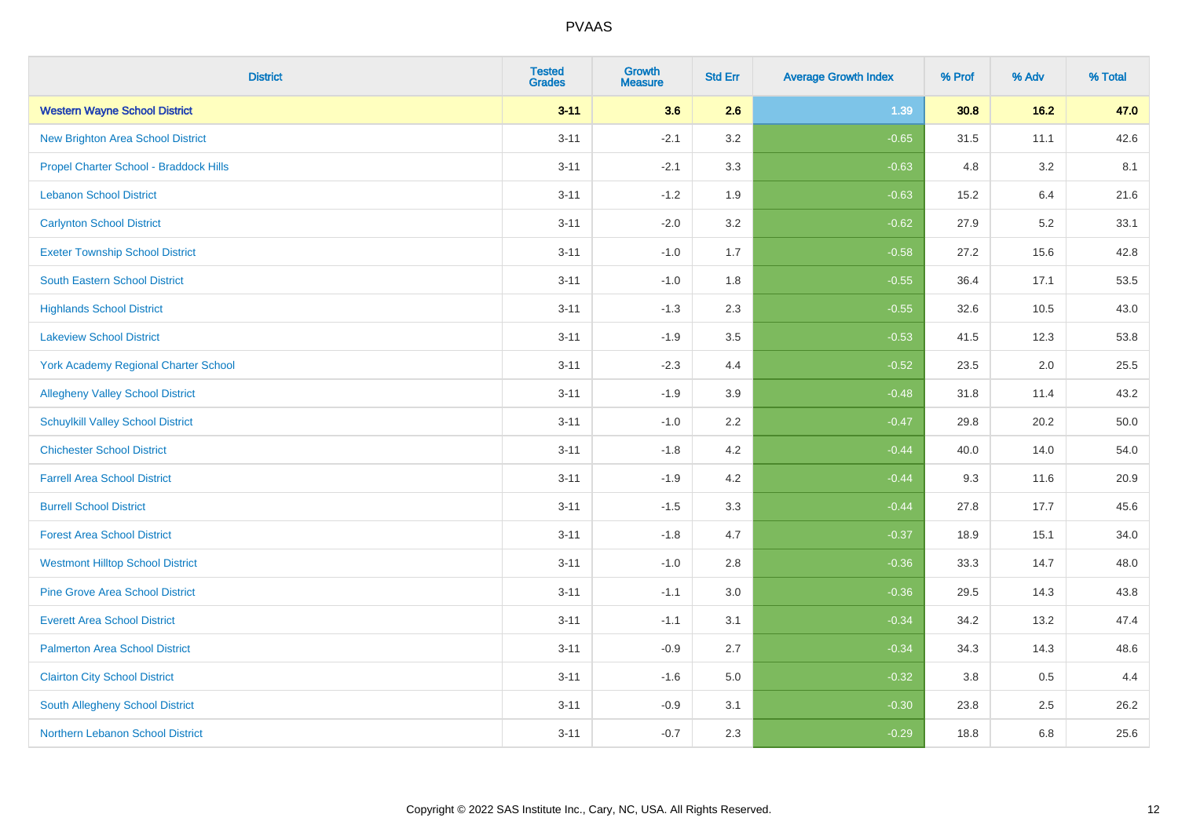| District | Tested Grades | Growth Measure | Std Err | Average Growth Index | % Prof | % Adv | % Total |
|---|---|---|---|---|---|---|---|
| **Western Wayne School District** | **3-11** | **3.6** | **2.6** | **1.39** | **30.8** | **16.2** | **47.0** |
| New Brighton Area School District | 3-11 | -2.1 | 3.2 | -0.65 | 31.5 | 11.1 | 42.6 |
| Propel Charter School - Braddock Hills | 3-11 | -2.1 | 3.3 | -0.63 | 4.8 | 3.2 | 8.1 |
| Lebanon School District | 3-11 | -1.2 | 1.9 | -0.63 | 15.2 | 6.4 | 21.6 |
| Carlynton School District | 3-11 | -2.0 | 3.2 | -0.62 | 27.9 | 5.2 | 33.1 |
| Exeter Township School District | 3-11 | -1.0 | 1.7 | -0.58 | 27.2 | 15.6 | 42.8 |
| South Eastern School District | 3-11 | -1.0 | 1.8 | -0.55 | 36.4 | 17.1 | 53.5 |
| Highlands School District | 3-11 | -1.3 | 2.3 | -0.55 | 32.6 | 10.5 | 43.0 |
| Lakeview School District | 3-11 | -1.9 | 3.5 | -0.53 | 41.5 | 12.3 | 53.8 |
| York Academy Regional Charter School | 3-11 | -2.3 | 4.4 | -0.52 | 23.5 | 2.0 | 25.5 |
| Allegheny Valley School District | 3-11 | -1.9 | 3.9 | -0.48 | 31.8 | 11.4 | 43.2 |
| Schuylkill Valley School District | 3-11 | -1.0 | 2.2 | -0.47 | 29.8 | 20.2 | 50.0 |
| Chichester School District | 3-11 | -1.8 | 4.2 | -0.44 | 40.0 | 14.0 | 54.0 |
| Farrell Area School District | 3-11 | -1.9 | 4.2 | -0.44 | 9.3 | 11.6 | 20.9 |
| Burrell School District | 3-11 | -1.5 | 3.3 | -0.44 | 27.8 | 17.7 | 45.6 |
| Forest Area School District | 3-11 | -1.8 | 4.7 | -0.37 | 18.9 | 15.1 | 34.0 |
| Westmont Hilltop School District | 3-11 | -1.0 | 2.8 | -0.36 | 33.3 | 14.7 | 48.0 |
| Pine Grove Area School District | 3-11 | -1.1 | 3.0 | -0.36 | 29.5 | 14.3 | 43.8 |
| Everett Area School District | 3-11 | -1.1 | 3.1 | -0.34 | 34.2 | 13.2 | 47.4 |
| Palmerton Area School District | 3-11 | -0.9 | 2.7 | -0.34 | 34.3 | 14.3 | 48.6 |
| Clairton City School District | 3-11 | -1.6 | 5.0 | -0.32 | 3.8 | 0.5 | 4.4 |
| South Allegheny School District | 3-11 | -0.9 | 3.1 | -0.30 | 23.8 | 2.5 | 26.2 |
| Northern Lebanon School District | 3-11 | -0.7 | 2.3 | -0.29 | 18.8 | 6.8 | 25.6 |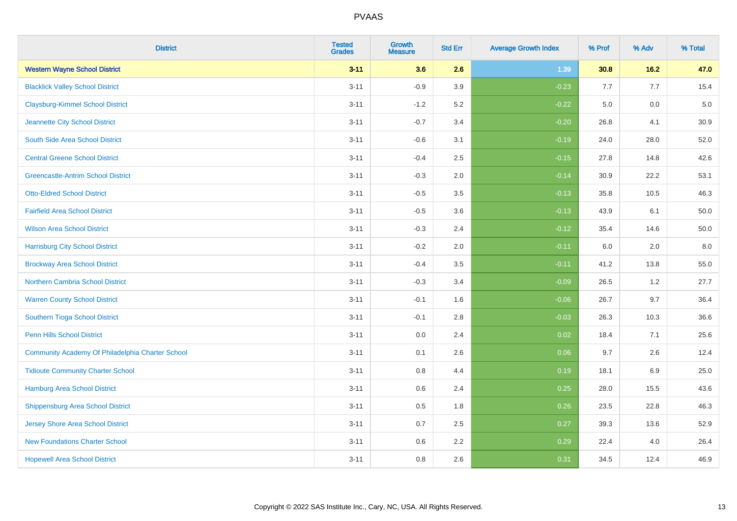| District | Tested Grades | Growth Measure | Std Err | Average Growth Index | % Prof | % Adv | % Total |
|---|---|---|---|---|---|---|---|
| **Western Wayne School District** | **3-11** | **3.6** | **2.6** | **1.39** | **30.8** | **16.2** | **47.0** |
| Blacklick Valley School District | 3-11 | -0.9 | 3.9 | -0.23 | 7.7 | 7.7 | 15.4 |
| Claysburg-Kimmel School District | 3-11 | -1.2 | 5.2 | -0.22 | 5.0 | 0.0 | 5.0 |
| Jeannette City School District | 3-11 | -0.7 | 3.4 | -0.20 | 26.8 | 4.1 | 30.9 |
| South Side Area School District | 3-11 | -0.6 | 3.1 | -0.19 | 24.0 | 28.0 | 52.0 |
| Central Greene School District | 3-11 | -0.4 | 2.5 | -0.15 | 27.8 | 14.8 | 42.6 |
| Greencastle-Antrim School District | 3-11 | -0.3 | 2.0 | -0.14 | 30.9 | 22.2 | 53.1 |
| Otto-Eldred School District | 3-11 | -0.5 | 3.5 | -0.13 | 35.8 | 10.5 | 46.3 |
| Fairfield Area School District | 3-11 | -0.5 | 3.6 | -0.13 | 43.9 | 6.1 | 50.0 |
| Wilson Area School District | 3-11 | -0.3 | 2.4 | -0.12 | 35.4 | 14.6 | 50.0 |
| Harrisburg City School District | 3-11 | -0.2 | 2.0 | -0.11 | 6.0 | 2.0 | 8.0 |
| Brockway Area School District | 3-11 | -0.4 | 3.5 | -0.11 | 41.2 | 13.8 | 55.0 |
| Northern Cambria School District | 3-11 | -0.3 | 3.4 | -0.09 | 26.5 | 1.2 | 27.7 |
| Warren County School District | 3-11 | -0.1 | 1.6 | -0.06 | 26.7 | 9.7 | 36.4 |
| Southern Tioga School District | 3-11 | -0.1 | 2.8 | -0.03 | 26.3 | 10.3 | 36.6 |
| Penn Hills School District | 3-11 | 0.0 | 2.4 | 0.02 | 18.4 | 7.1 | 25.6 |
| Community Academy Of Philadelphia Charter School | 3-11 | 0.1 | 2.6 | 0.06 | 9.7 | 2.6 | 12.4 |
| Tidioute Community Charter School | 3-11 | 0.8 | 4.4 | 0.19 | 18.1 | 6.9 | 25.0 |
| Hamburg Area School District | 3-11 | 0.6 | 2.4 | 0.25 | 28.0 | 15.5 | 43.6 |
| Shippensburg Area School District | 3-11 | 0.5 | 1.8 | 0.26 | 23.5 | 22.8 | 46.3 |
| Jersey Shore Area School District | 3-11 | 0.7 | 2.5 | 0.27 | 39.3 | 13.6 | 52.9 |
| New Foundations Charter School | 3-11 | 0.6 | 2.2 | 0.29 | 22.4 | 4.0 | 26.4 |
| Hopewell Area School District | 3-11 | 0.8 | 2.6 | 0.31 | 34.5 | 12.4 | 46.9 |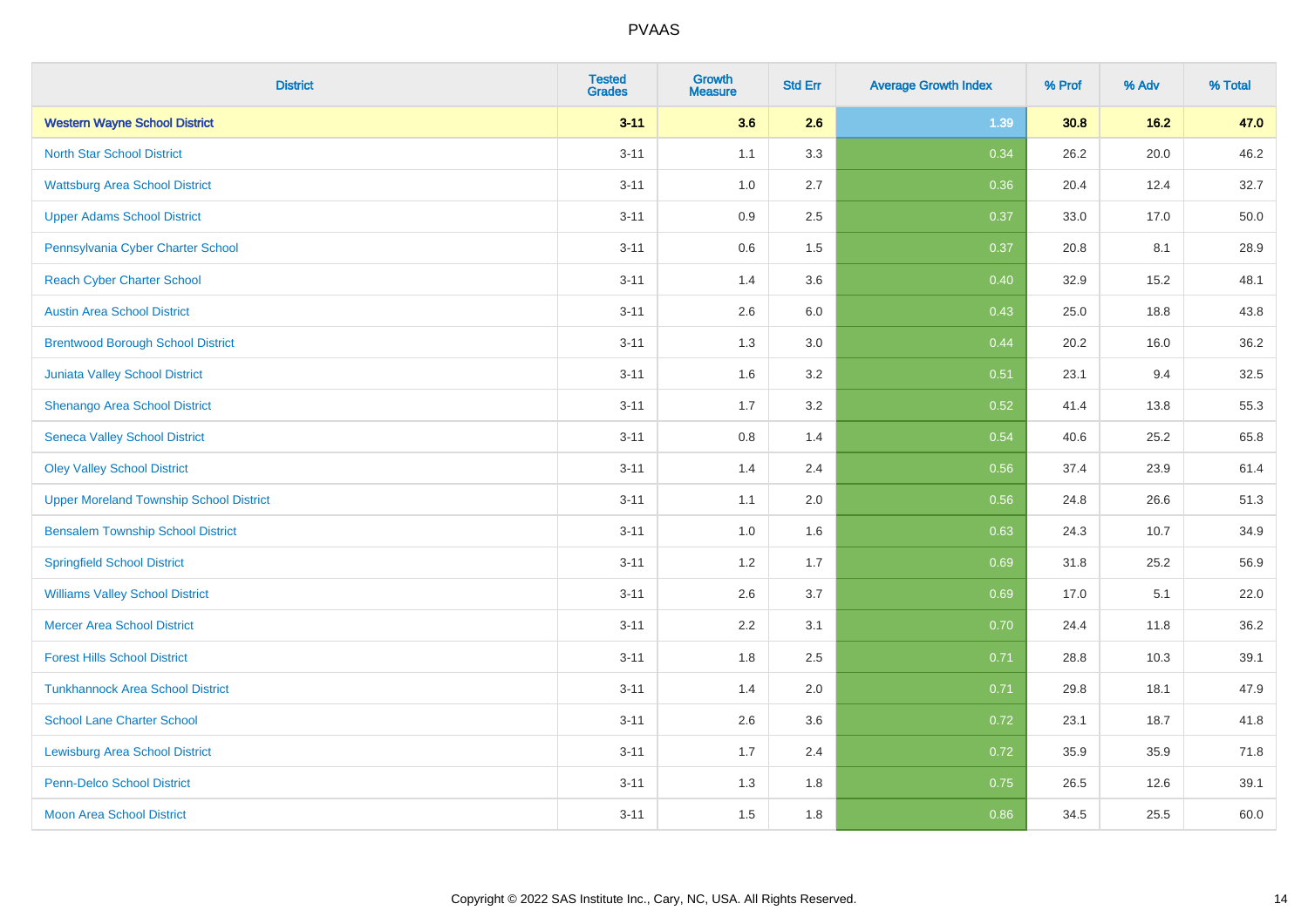# PVAAS

| District | Tested Grades | Growth Measure | Std Err | Average Growth Index | % Prof | % Adv | % Total |
|---|---|---|---|---|---|---|---|
| **Western Wayne School District** | **3-11** | **3.6** | **2.6** | **1.39** | **30.8** | **16.2** | **47.0** |
| North Star School District | 3-11 | 1.1 | 3.3 | 0.34 | 26.2 | 20.0 | 46.2 |
| Wattsburg Area School District | 3-11 | 1.0 | 2.7 | 0.36 | 20.4 | 12.4 | 32.7 |
| Upper Adams School District | 3-11 | 0.9 | 2.5 | 0.37 | 33.0 | 17.0 | 50.0 |
| Pennsylvania Cyber Charter School | 3-11 | 0.6 | 1.5 | 0.37 | 20.8 | 8.1 | 28.9 |
| Reach Cyber Charter School | 3-11 | 1.4 | 3.6 | 0.40 | 32.9 | 15.2 | 48.1 |
| Austin Area School District | 3-11 | 2.6 | 6.0 | 0.43 | 25.0 | 18.8 | 43.8 |
| Brentwood Borough School District | 3-11 | 1.3 | 3.0 | 0.44 | 20.2 | 16.0 | 36.2 |
| Juniata Valley School District | 3-11 | 1.6 | 3.2 | 0.51 | 23.1 | 9.4 | 32.5 |
| Shenango Area School District | 3-11 | 1.7 | 3.2 | 0.52 | 41.4 | 13.8 | 55.3 |
| Seneca Valley School District | 3-11 | 0.8 | 1.4 | 0.54 | 40.6 | 25.2 | 65.8 |
| Oley Valley School District | 3-11 | 1.4 | 2.4 | 0.56 | 37.4 | 23.9 | 61.4 |
| Upper Moreland Township School District | 3-11 | 1.1 | 2.0 | 0.56 | 24.8 | 26.6 | 51.3 |
| Bensalem Township School District | 3-11 | 1.0 | 1.6 | 0.63 | 24.3 | 10.7 | 34.9 |
| Springfield School District | 3-11 | 1.2 | 1.7 | 0.69 | 31.8 | 25.2 | 56.9 |
| Williams Valley School District | 3-11 | 2.6 | 3.7 | 0.69 | 17.0 | 5.1 | 22.0 |
| Mercer Area School District | 3-11 | 2.2 | 3.1 | 0.70 | 24.4 | 11.8 | 36.2 |
| Forest Hills School District | 3-11 | 1.8 | 2.5 | 0.71 | 28.8 | 10.3 | 39.1 |
| Tunkhannock Area School District | 3-11 | 1.4 | 2.0 | 0.71 | 29.8 | 18.1 | 47.9 |
| School Lane Charter School | 3-11 | 2.6 | 3.6 | 0.72 | 23.1 | 18.7 | 41.8 |
| Lewisburg Area School District | 3-11 | 1.7 | 2.4 | 0.72 | 35.9 | 35.9 | 71.8 |
| Penn-Delco School District | 3-11 | 1.3 | 1.8 | 0.75 | 26.5 | 12.6 | 39.1 |
| Moon Area School District | 3-11 | 1.5 | 1.8 | 0.86 | 34.5 | 25.5 | 60.0 |

Copyright © 2022 SAS Institute Inc., Cary, NC, USA. All Rights Reserved.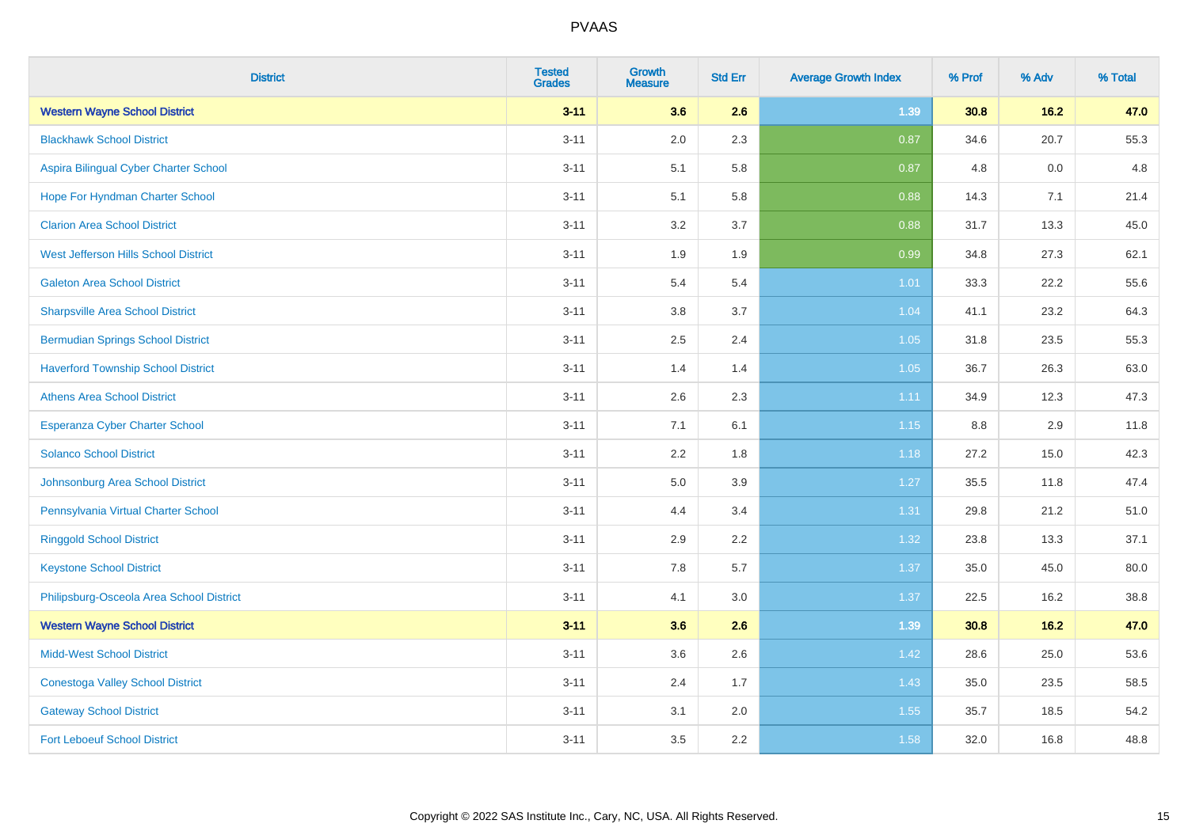# PVAAS

| District | Tested Grades | Growth Measure | Std Err | Average Growth Index | % Prof | % Adv | % Total |
|---|---|---|---|---|---|---|---|
| **Western Wayne School District** | **3-11** | **3.6** | **2.6** | **1.39** | **30.8** | **16.2** | **47.0** |
| Blackhawk School District | 3-11 | 2.0 | 2.3 | 0.87 | 34.6 | 20.7 | 55.3 |
| Aspira Bilingual Cyber Charter School | 3-11 | 5.1 | 5.8 | 0.87 | 4.8 | 0.0 | 4.8 |
| Hope For Hyndman Charter School | 3-11 | 5.1 | 5.8 | 0.88 | 14.3 | 7.1 | 21.4 |
| Clarion Area School District | 3-11 | 3.2 | 3.7 | 0.88 | 31.7 | 13.3 | 45.0 |
| West Jefferson Hills School District | 3-11 | 1.9 | 1.9 | 0.99 | 34.8 | 27.3 | 62.1 |
| Galeton Area School District | 3-11 | 5.4 | 5.4 | 1.01 | 33.3 | 22.2 | 55.6 |
| Sharpsville Area School District | 3-11 | 3.8 | 3.7 | 1.04 | 41.1 | 23.2 | 64.3 |
| Bermudian Springs School District | 3-11 | 2.5 | 2.4 | 1.05 | 31.8 | 23.5 | 55.3 |
| Haverford Township School District | 3-11 | 1.4 | 1.4 | 1.05 | 36.7 | 26.3 | 63.0 |
| Athens Area School District | 3-11 | 2.6 | 2.3 | 1.11 | 34.9 | 12.3 | 47.3 |
| Esperanza Cyber Charter School | 3-11 | 7.1 | 6.1 | 1.15 | 8.8 | 2.9 | 11.8 |
| Solanco School District | 3-11 | 2.2 | 1.8 | 1.18 | 27.2 | 15.0 | 42.3 |
| Johnsonburg Area School District | 3-11 | 5.0 | 3.9 | 1.27 | 35.5 | 11.8 | 47.4 |
| Pennsylvania Virtual Charter School | 3-11 | 4.4 | 3.4 | 1.31 | 29.8 | 21.2 | 51.0 |
| Ringgold School District | 3-11 | 2.9 | 2.2 | 1.32 | 23.8 | 13.3 | 37.1 |
| Keystone School District | 3-11 | 7.8 | 5.7 | 1.37 | 35.0 | 45.0 | 80.0 |
| Philipsburg-Osceola Area School District | 3-11 | 4.1 | 3.0 | 1.37 | 22.5 | 16.2 | 38.8 |
| **Western Wayne School District** | **3-11** | **3.6** | **2.6** | **1.39** | **30.8** | **16.2** | **47.0** |
| Midd-West School District | 3-11 | 3.6 | 2.6 | 1.42 | 28.6 | 25.0 | 53.6 |
| Conestoga Valley School District | 3-11 | 2.4 | 1.7 | 1.43 | 35.0 | 23.5 | 58.5 |
| Gateway School District | 3-11 | 3.1 | 2.0 | 1.55 | 35.7 | 18.5 | 54.2 |
| Fort Leboeuf School District | 3-11 | 3.5 | 2.2 | 1.58 | 32.0 | 16.8 | 48.8 |

Copyright © 2022 SAS Institute Inc., Cary, NC, USA. All Rights Reserved.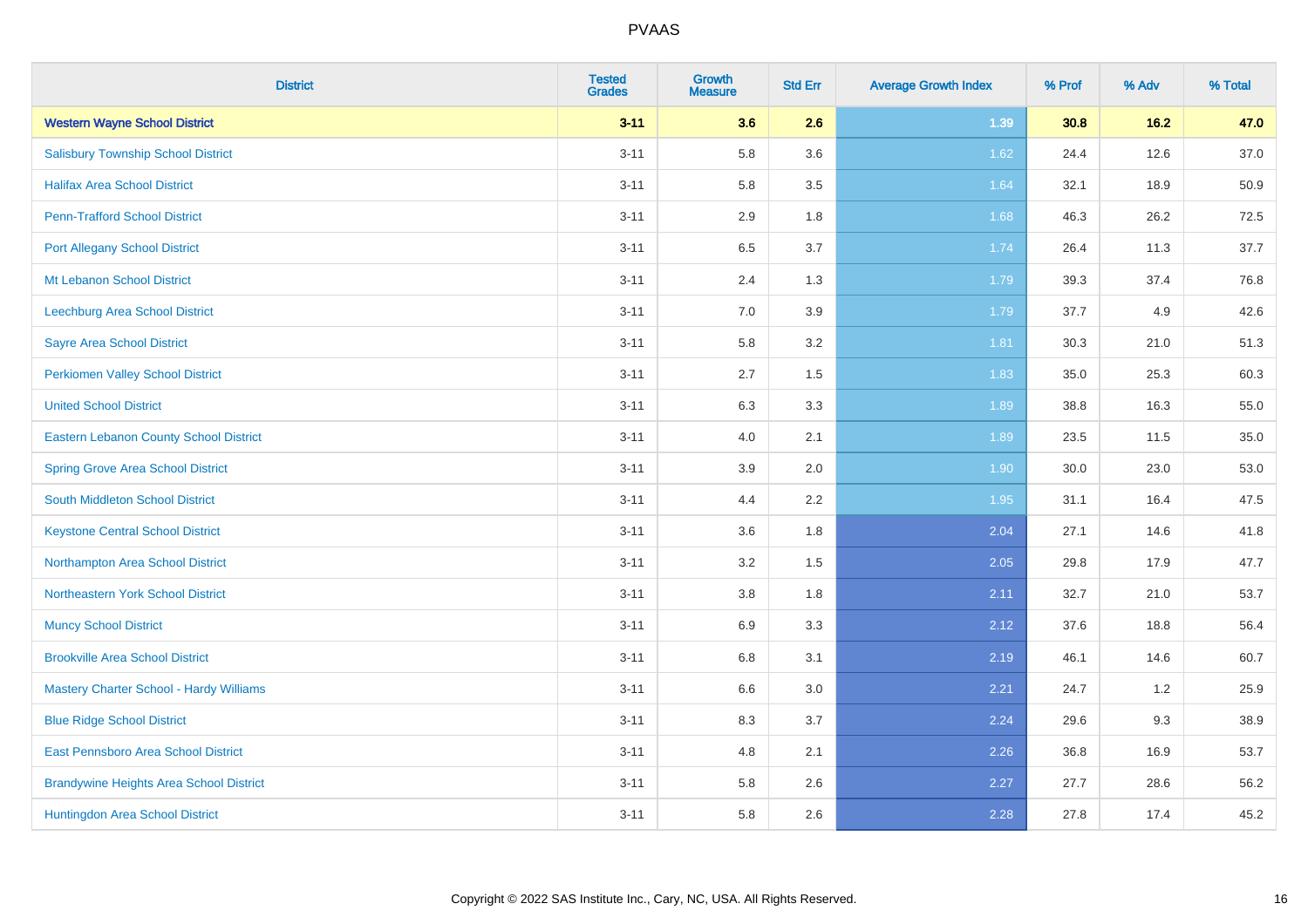# PVAAS

| District | Tested Grades | Growth Measure | Std Err | Average Growth Index | % Prof | % Adv | % Total |
|---|---|---|---|---|---|---|---|
| **Western Wayne School District** | **3-11** | **3.6** | **2.6** | **1.39** | **30.8** | **16.2** | **47.0** |
| Salisbury Township School District | 3-11 | 5.8 | 3.6 | 1.62 | 24.4 | 12.6 | 37.0 |
| Halifax Area School District | 3-11 | 5.8 | 3.5 | 1.64 | 32.1 | 18.9 | 50.9 |
| Penn-Trafford School District | 3-11 | 2.9 | 1.8 | 1.68 | 46.3 | 26.2 | 72.5 |
| Port Allegany School District | 3-11 | 6.5 | 3.7 | 1.74 | 26.4 | 11.3 | 37.7 |
| Mt Lebanon School District | 3-11 | 2.4 | 1.3 | 1.79 | 39.3 | 37.4 | 76.8 |
| Leechburg Area School District | 3-11 | 7.0 | 3.9 | 1.79 | 37.7 | 4.9 | 42.6 |
| Sayre Area School District | 3-11 | 5.8 | 3.2 | 1.81 | 30.3 | 21.0 | 51.3 |
| Perkiomen Valley School District | 3-11 | 2.7 | 1.5 | 1.83 | 35.0 | 25.3 | 60.3 |
| United School District | 3-11 | 6.3 | 3.3 | 1.89 | 38.8 | 16.3 | 55.0 |
| Eastern Lebanon County School District | 3-11 | 4.0 | 2.1 | 1.89 | 23.5 | 11.5 | 35.0 |
| Spring Grove Area School District | 3-11 | 3.9 | 2.0 | 1.90 | 30.0 | 23.0 | 53.0 |
| South Middleton School District | 3-11 | 4.4 | 2.2 | 1.95 | 31.1 | 16.4 | 47.5 |
| Keystone Central School District | 3-11 | 3.6 | 1.8 | 2.04 | 27.1 | 14.6 | 41.8 |
| Northampton Area School District | 3-11 | 3.2 | 1.5 | 2.05 | 29.8 | 17.9 | 47.7 |
| Northeastern York School District | 3-11 | 3.8 | 1.8 | 2.11 | 32.7 | 21.0 | 53.7 |
| Muncy School District | 3-11 | 6.9 | 3.3 | 2.12 | 37.6 | 18.8 | 56.4 |
| Brookville Area School District | 3-11 | 6.8 | 3.1 | 2.19 | 46.1 | 14.6 | 60.7 |
| Mastery Charter School - Hardy Williams | 3-11 | 6.6 | 3.0 | 2.21 | 24.7 | 1.2 | 25.9 |
| Blue Ridge School District | 3-11 | 8.3 | 3.7 | 2.24 | 29.6 | 9.3 | 38.9 |
| East Pennsboro Area School District | 3-11 | 4.8 | 2.1 | 2.26 | 36.8 | 16.9 | 53.7 |
| Brandywine Heights Area School District | 3-11 | 5.8 | 2.6 | 2.27 | 27.7 | 28.6 | 56.2 |
| Huntingdon Area School District | 3-11 | 5.8 | 2.6 | 2.28 | 27.8 | 17.4 | 45.2 |

Copyright © 2022 SAS Institute Inc., Cary, NC, USA. All Rights Reserved.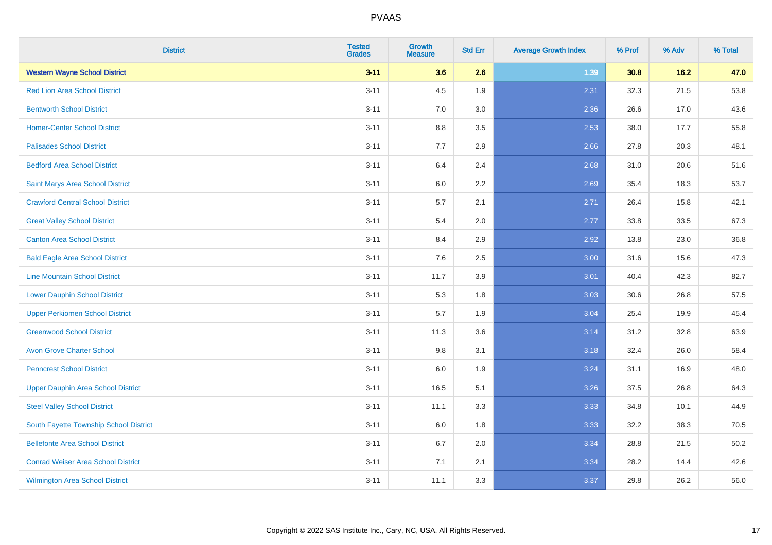| District | Tested Grades | Growth Measure | Std Err | Average Growth Index | % Prof | % Adv | % Total |
|---|---|---|---|---|---|---|---|
| **Western Wayne School District** | **3-11** | **3.6** | **2.6** | **1.39** | **30.8** | **16.2** | **47.0** |
| Red Lion Area School District | 3-11 | 4.5 | 1.9 | 2.31 | 32.3 | 21.5 | 53.8 |
| Bentworth School District | 3-11 | 7.0 | 3.0 | 2.36 | 26.6 | 17.0 | 43.6 |
| Homer-Center School District | 3-11 | 8.8 | 3.5 | 2.53 | 38.0 | 17.7 | 55.8 |
| Palisades School District | 3-11 | 7.7 | 2.9 | 2.66 | 27.8 | 20.3 | 48.1 |
| Bedford Area School District | 3-11 | 6.4 | 2.4 | 2.68 | 31.0 | 20.6 | 51.6 |
| Saint Marys Area School District | 3-11 | 6.0 | 2.2 | 2.69 | 35.4 | 18.3 | 53.7 |
| Crawford Central School District | 3-11 | 5.7 | 2.1 | 2.71 | 26.4 | 15.8 | 42.1 |
| Great Valley School District | 3-11 | 5.4 | 2.0 | 2.77 | 33.8 | 33.5 | 67.3 |
| Canton Area School District | 3-11 | 8.4 | 2.9 | 2.92 | 13.8 | 23.0 | 36.8 |
| Bald Eagle Area School District | 3-11 | 7.6 | 2.5 | 3.00 | 31.6 | 15.6 | 47.3 |
| Line Mountain School District | 3-11 | 11.7 | 3.9 | 3.01 | 40.4 | 42.3 | 82.7 |
| Lower Dauphin School District | 3-11 | 5.3 | 1.8 | 3.03 | 30.6 | 26.8 | 57.5 |
| Upper Perkiomen School District | 3-11 | 5.7 | 1.9 | 3.04 | 25.4 | 19.9 | 45.4 |
| Greenwood School District | 3-11 | 11.3 | 3.6 | 3.14 | 31.2 | 32.8 | 63.9 |
| Avon Grove Charter School | 3-11 | 9.8 | 3.1 | 3.18 | 32.4 | 26.0 | 58.4 |
| Penncrest School District | 3-11 | 6.0 | 1.9 | 3.24 | 31.1 | 16.9 | 48.0 |
| Upper Dauphin Area School District | 3-11 | 16.5 | 5.1 | 3.26 | 37.5 | 26.8 | 64.3 |
| Steel Valley School District | 3-11 | 11.1 | 3.3 | 3.33 | 34.8 | 10.1 | 44.9 |
| South Fayette Township School District | 3-11 | 6.0 | 1.8 | 3.33 | 32.2 | 38.3 | 70.5 |
| Bellefonte Area School District | 3-11 | 6.7 | 2.0 | 3.34 | 28.8 | 21.5 | 50.2 |
| Conrad Weiser Area School District | 3-11 | 7.1 | 2.1 | 3.34 | 28.2 | 14.4 | 42.6 |
| Wilmington Area School District | 3-11 | 11.1 | 3.3 | 3.37 | 29.8 | 26.2 | 56.0 |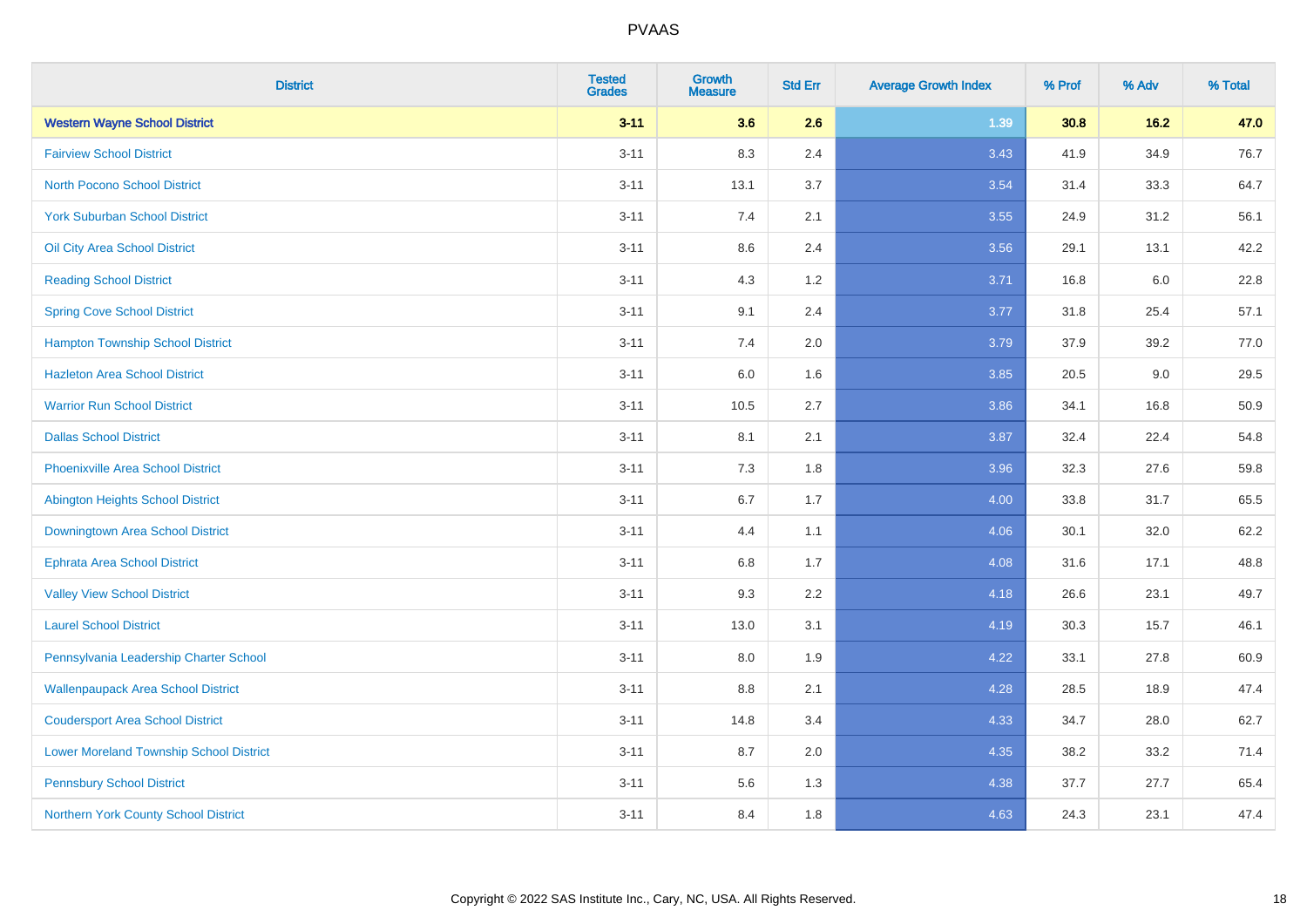PVAAS

| District | Tested Grades | Growth Measure | Std Err | Average Growth Index | % Prof | % Adv | % Total |
|---|---|---|---|---|---|---|---|
| **Western Wayne School District** | **3-11** | **3.6** | **2.6** | **1.39** | **30.8** | **16.2** | **47.0** |
| Fairview School District | 3-11 | 8.3 | 2.4 | 3.43 | 41.9 | 34.9 | 76.7 |
| North Pocono School District | 3-11 | 13.1 | 3.7 | 3.54 | 31.4 | 33.3 | 64.7 |
| York Suburban School District | 3-11 | 7.4 | 2.1 | 3.55 | 24.9 | 31.2 | 56.1 |
| Oil City Area School District | 3-11 | 8.6 | 2.4 | 3.56 | 29.1 | 13.1 | 42.2 |
| Reading School District | 3-11 | 4.3 | 1.2 | 3.71 | 16.8 | 6.0 | 22.8 |
| Spring Cove School District | 3-11 | 9.1 | 2.4 | 3.77 | 31.8 | 25.4 | 57.1 |
| Hampton Township School District | 3-11 | 7.4 | 2.0 | 3.79 | 37.9 | 39.2 | 77.0 |
| Hazleton Area School District | 3-11 | 6.0 | 1.6 | 3.85 | 20.5 | 9.0 | 29.5 |
| Warrior Run School District | 3-11 | 10.5 | 2.7 | 3.86 | 34.1 | 16.8 | 50.9 |
| Dallas School District | 3-11 | 8.1 | 2.1 | 3.87 | 32.4 | 22.4 | 54.8 |
| Phoenixville Area School District | 3-11 | 7.3 | 1.8 | 3.96 | 32.3 | 27.6 | 59.8 |
| Abington Heights School District | 3-11 | 6.7 | 1.7 | 4.00 | 33.8 | 31.7 | 65.5 |
| Downingtown Area School District | 3-11 | 4.4 | 1.1 | 4.06 | 30.1 | 32.0 | 62.2 |
| Ephrata Area School District | 3-11 | 6.8 | 1.7 | 4.08 | 31.6 | 17.1 | 48.8 |
| Valley View School District | 3-11 | 9.3 | 2.2 | 4.18 | 26.6 | 23.1 | 49.7 |
| Laurel School District | 3-11 | 13.0 | 3.1 | 4.19 | 30.3 | 15.7 | 46.1 |
| Pennsylvania Leadership Charter School | 3-11 | 8.0 | 1.9 | 4.22 | 33.1 | 27.8 | 60.9 |
| Wallenpaupack Area School District | 3-11 | 8.8 | 2.1 | 4.28 | 28.5 | 18.9 | 47.4 |
| Coudersport Area School District | 3-11 | 14.8 | 3.4 | 4.33 | 34.7 | 28.0 | 62.7 |
| Lower Moreland Township School District | 3-11 | 8.7 | 2.0 | 4.35 | 38.2 | 33.2 | 71.4 |
| Pennsbury School District | 3-11 | 5.6 | 1.3 | 4.38 | 37.7 | 27.7 | 65.4 |
| Northern York County School District | 3-11 | 8.4 | 1.8 | 4.63 | 24.3 | 23.1 | 47.4 |

Copyright © 2022 SAS Institute Inc., Cary, NC, USA. All Rights Reserved.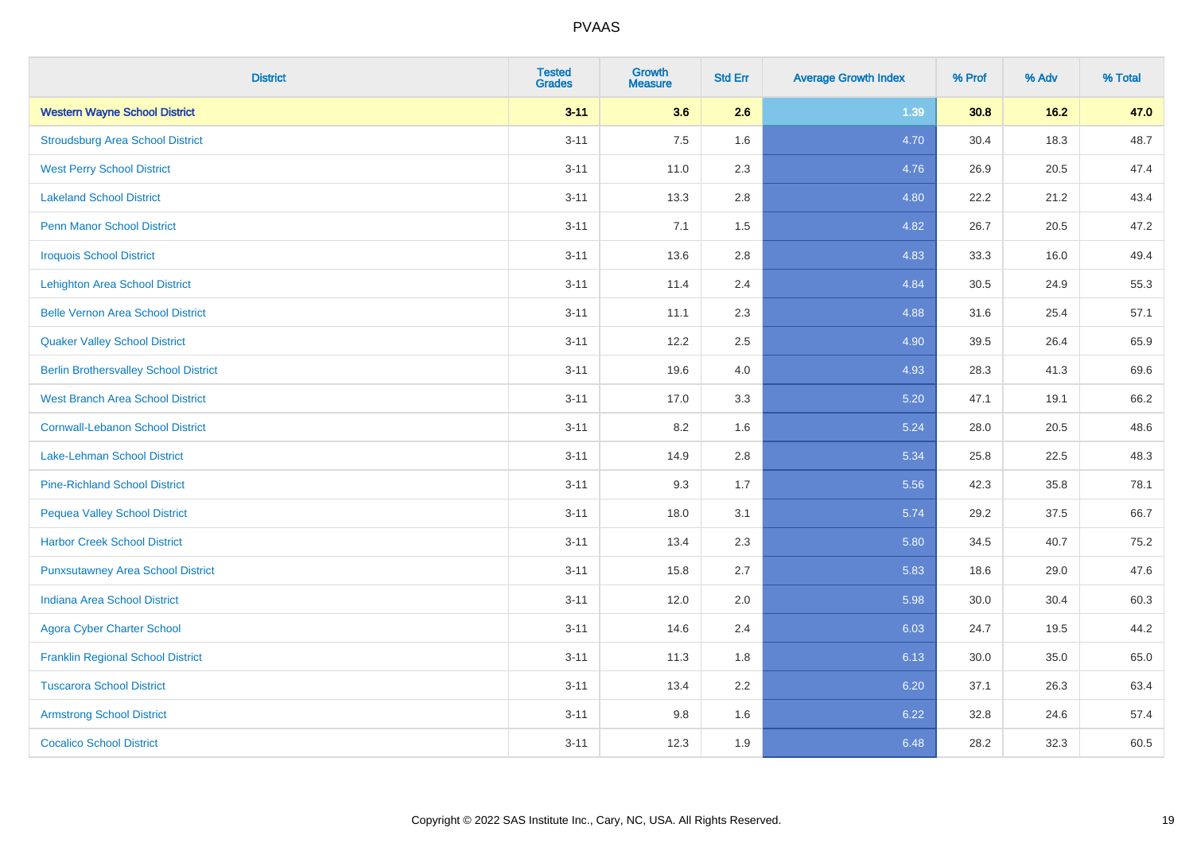# PVAAS

| District | Tested Grades | Growth Measure | Std Err | Average Growth Index | % Prof | % Adv | % Total |
|---|---|---|---|---|---|---|---|
| **Western Wayne School District** | **3-11** | **3.6** | **2.6** | **1.39** | **30.8** | **16.2** | **47.0** |
| Stroudsburg Area School District | 3-11 | 7.5 | 1.6 | 4.70 | 30.4 | 18.3 | 48.7 |
| West Perry School District | 3-11 | 11.0 | 2.3 | 4.76 | 26.9 | 20.5 | 47.4 |
| Lakeland School District | 3-11 | 13.3 | 2.8 | 4.80 | 22.2 | 21.2 | 43.4 |
| Penn Manor School District | 3-11 | 7.1 | 1.5 | 4.82 | 26.7 | 20.5 | 47.2 |
| Iroquois School District | 3-11 | 13.6 | 2.8 | 4.83 | 33.3 | 16.0 | 49.4 |
| Lehighton Area School District | 3-11 | 11.4 | 2.4 | 4.84 | 30.5 | 24.9 | 55.3 |
| Belle Vernon Area School District | 3-11 | 11.1 | 2.3 | 4.88 | 31.6 | 25.4 | 57.1 |
| Quaker Valley School District | 3-11 | 12.2 | 2.5 | 4.90 | 39.5 | 26.4 | 65.9 |
| Berlin Brothersvalley School District | 3-11 | 19.6 | 4.0 | 4.93 | 28.3 | 41.3 | 69.6 |
| West Branch Area School District | 3-11 | 17.0 | 3.3 | 5.20 | 47.1 | 19.1 | 66.2 |
| Cornwall-Lebanon School District | 3-11 | 8.2 | 1.6 | 5.24 | 28.0 | 20.5 | 48.6 |
| Lake-Lehman School District | 3-11 | 14.9 | 2.8 | 5.34 | 25.8 | 22.5 | 48.3 |
| Pine-Richland School District | 3-11 | 9.3 | 1.7 | 5.56 | 42.3 | 35.8 | 78.1 |
| Pequea Valley School District | 3-11 | 18.0 | 3.1 | 5.74 | 29.2 | 37.5 | 66.7 |
| Harbor Creek School District | 3-11 | 13.4 | 2.3 | 5.80 | 34.5 | 40.7 | 75.2 |
| Punxsutawney Area School District | 3-11 | 15.8 | 2.7 | 5.83 | 18.6 | 29.0 | 47.6 |
| Indiana Area School District | 3-11 | 12.0 | 2.0 | 5.98 | 30.0 | 30.4 | 60.3 |
| Agora Cyber Charter School | 3-11 | 14.6 | 2.4 | 6.03 | 24.7 | 19.5 | 44.2 |
| Franklin Regional School District | 3-11 | 11.3 | 1.8 | 6.13 | 30.0 | 35.0 | 65.0 |
| Tuscarora School District | 3-11 | 13.4 | 2.2 | 6.20 | 37.1 | 26.3 | 63.4 |
| Armstrong School District | 3-11 | 9.8 | 1.6 | 6.22 | 32.8 | 24.6 | 57.4 |
| Cocalico School District | 3-11 | 12.3 | 1.9 | 6.48 | 28.2 | 32.3 | 60.5 |

Copyright © 2022 SAS Institute Inc., Cary, NC, USA. All Rights Reserved.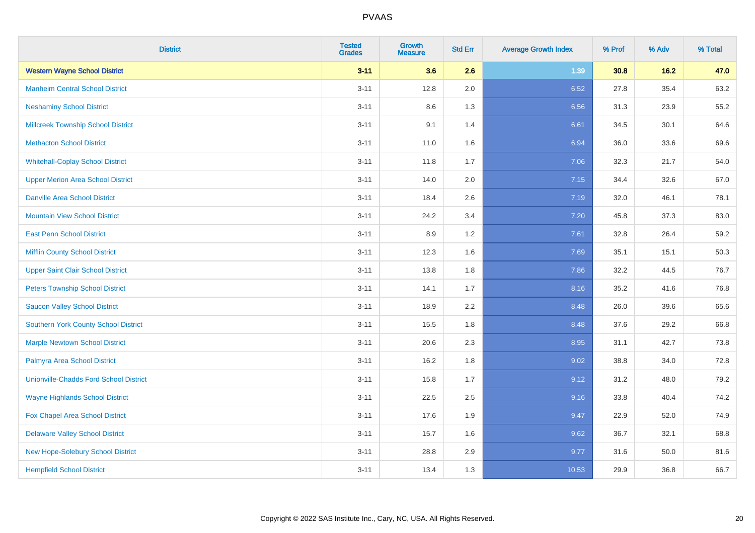| District | Tested Grades | Growth Measure | Std Err | Average Growth Index | % Prof | % Adv | % Total |
|---|---|---|---|---|---|---|---|
| **Western Wayne School District** | **3-11** | **3.6** | **2.6** | **1.39** | **30.8** | **16.2** | **47.0** |
| Manheim Central School District | 3-11 | 12.8 | 2.0 | 6.52 | 27.8 | 35.4 | 63.2 |
| Neshaminy School District | 3-11 | 8.6 | 1.3 | 6.56 | 31.3 | 23.9 | 55.2 |
| Millcreek Township School District | 3-11 | 9.1 | 1.4 | 6.61 | 34.5 | 30.1 | 64.6 |
| Methacton School District | 3-11 | 11.0 | 1.6 | 6.94 | 36.0 | 33.6 | 69.6 |
| Whitehall-Coplay School District | 3-11 | 11.8 | 1.7 | 7.06 | 32.3 | 21.7 | 54.0 |
| Upper Merion Area School District | 3-11 | 14.0 | 2.0 | 7.15 | 34.4 | 32.6 | 67.0 |
| Danville Area School District | 3-11 | 18.4 | 2.6 | 7.19 | 32.0 | 46.1 | 78.1 |
| Mountain View School District | 3-11 | 24.2 | 3.4 | 7.20 | 45.8 | 37.3 | 83.0 |
| East Penn School District | 3-11 | 8.9 | 1.2 | 7.61 | 32.8 | 26.4 | 59.2 |
| Mifflin County School District | 3-11 | 12.3 | 1.6 | 7.69 | 35.1 | 15.1 | 50.3 |
| Upper Saint Clair School District | 3-11 | 13.8 | 1.8 | 7.86 | 32.2 | 44.5 | 76.7 |
| Peters Township School District | 3-11 | 14.1 | 1.7 | 8.16 | 35.2 | 41.6 | 76.8 |
| Saucon Valley School District | 3-11 | 18.9 | 2.2 | 8.48 | 26.0 | 39.6 | 65.6 |
| Southern York County School District | 3-11 | 15.5 | 1.8 | 8.48 | 37.6 | 29.2 | 66.8 |
| Marple Newtown School District | 3-11 | 20.6 | 2.3 | 8.95 | 31.1 | 42.7 | 73.8 |
| Palmyra Area School District | 3-11 | 16.2 | 1.8 | 9.02 | 38.8 | 34.0 | 72.8 |
| Unionville-Chadds Ford School District | 3-11 | 15.8 | 1.7 | 9.12 | 31.2 | 48.0 | 79.2 |
| Wayne Highlands School District | 3-11 | 22.5 | 2.5 | 9.16 | 33.8 | 40.4 | 74.2 |
| Fox Chapel Area School District | 3-11 | 17.6 | 1.9 | 9.47 | 22.9 | 52.0 | 74.9 |
| Delaware Valley School District | 3-11 | 15.7 | 1.6 | 9.62 | 36.7 | 32.1 | 68.8 |
| New Hope-Solebury School District | 3-11 | 28.8 | 2.9 | 9.77 | 31.6 | 50.0 | 81.6 |
| Hempfield School District | 3-11 | 13.4 | 1.3 | 10.53 | 29.9 | 36.8 | 66.7 |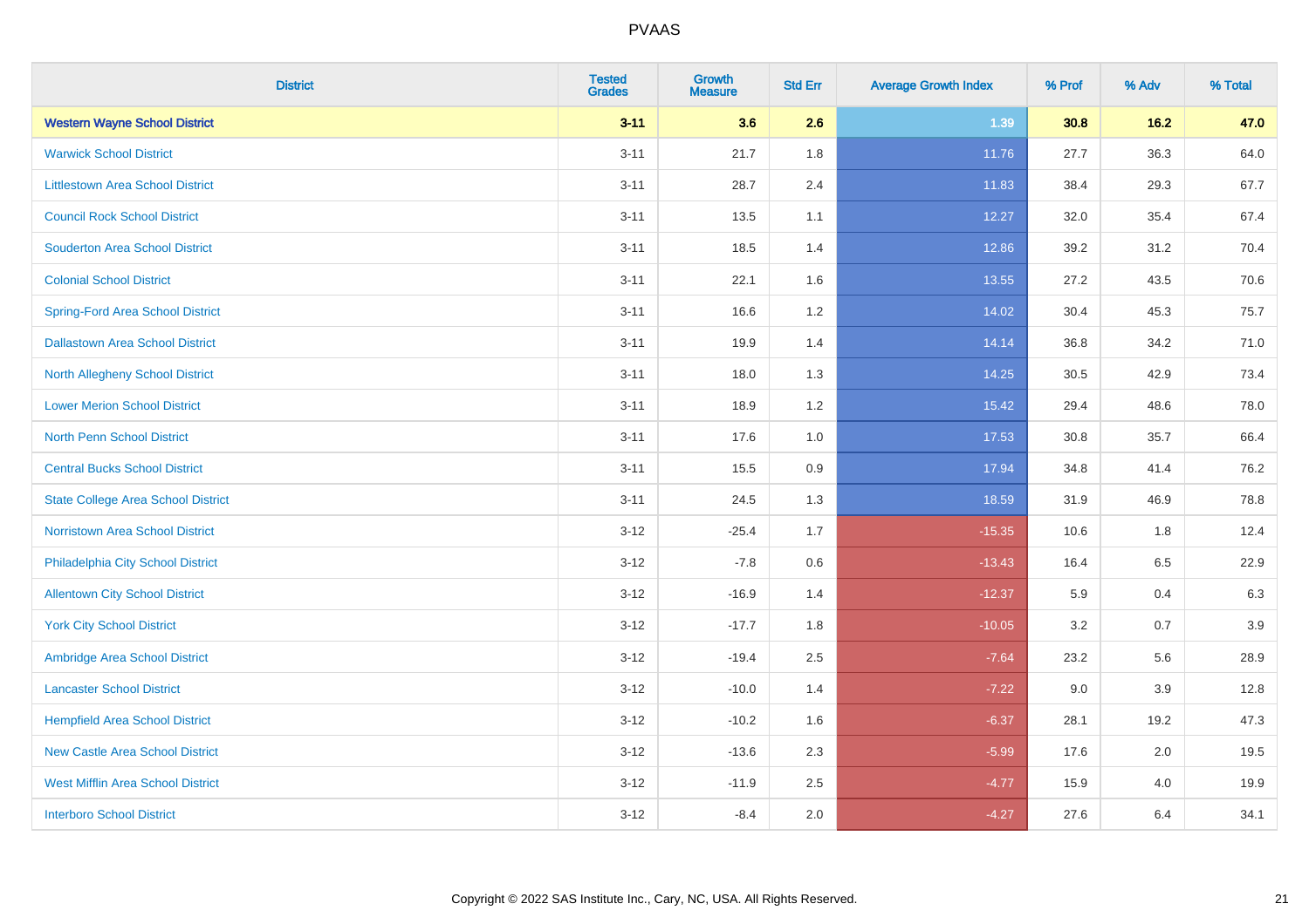# PVAAS

| District | Tested Grades | Growth Measure | Std Err | Average Growth Index | % Prof | % Adv | % Total |
|---|---|---|---|---|---|---|---|
| **Western Wayne School District** | **3-11** | **3.6** | **2.6** | **1.39** | **30.8** | **16.2** | **47.0** |
| Warwick School District | 3-11 | 21.7 | 1.8 | 11.76 | 27.7 | 36.3 | 64.0 |
| Littlestown Area School District | 3-11 | 28.7 | 2.4 | 11.83 | 38.4 | 29.3 | 67.7 |
| Council Rock School District | 3-11 | 13.5 | 1.1 | 12.27 | 32.0 | 35.4 | 67.4 |
| Souderton Area School District | 3-11 | 18.5 | 1.4 | 12.86 | 39.2 | 31.2 | 70.4 |
| Colonial School District | 3-11 | 22.1 | 1.6 | 13.55 | 27.2 | 43.5 | 70.6 |
| Spring-Ford Area School District | 3-11 | 16.6 | 1.2 | 14.02 | 30.4 | 45.3 | 75.7 |
| Dallastown Area School District | 3-11 | 19.9 | 1.4 | 14.14 | 36.8 | 34.2 | 71.0 |
| North Allegheny School District | 3-11 | 18.0 | 1.3 | 14.25 | 30.5 | 42.9 | 73.4 |
| Lower Merion School District | 3-11 | 18.9 | 1.2 | 15.42 | 29.4 | 48.6 | 78.0 |
| North Penn School District | 3-11 | 17.6 | 1.0 | 17.53 | 30.8 | 35.7 | 66.4 |
| Central Bucks School District | 3-11 | 15.5 | 0.9 | 17.94 | 34.8 | 41.4 | 76.2 |
| State College Area School District | 3-11 | 24.5 | 1.3 | 18.59 | 31.9 | 46.9 | 78.8 |
| Norristown Area School District | 3-12 | -25.4 | 1.7 | -15.35 | 10.6 | 1.8 | 12.4 |
| Philadelphia City School District | 3-12 | -7.8 | 0.6 | -13.43 | 16.4 | 6.5 | 22.9 |
| Allentown City School District | 3-12 | -16.9 | 1.4 | -12.37 | 5.9 | 0.4 | 6.3 |
| York City School District | 3-12 | -17.7 | 1.8 | -10.05 | 3.2 | 0.7 | 3.9 |
| Ambridge Area School District | 3-12 | -19.4 | 2.5 | -7.64 | 23.2 | 5.6 | 28.9 |
| Lancaster School District | 3-12 | -10.0 | 1.4 | -7.22 | 9.0 | 3.9 | 12.8 |
| Hempfield Area School District | 3-12 | -10.2 | 1.6 | -6.37 | 28.1 | 19.2 | 47.3 |
| New Castle Area School District | 3-12 | -13.6 | 2.3 | -5.99 | 17.6 | 2.0 | 19.5 |
| West Mifflin Area School District | 3-12 | -11.9 | 2.5 | -4.77 | 15.9 | 4.0 | 19.9 |
| Interboro School District | 3-12 | -8.4 | 2.0 | -4.27 | 27.6 | 6.4 | 34.1 |

Copyright © 2022 SAS Institute Inc., Cary, NC, USA. All Rights Reserved.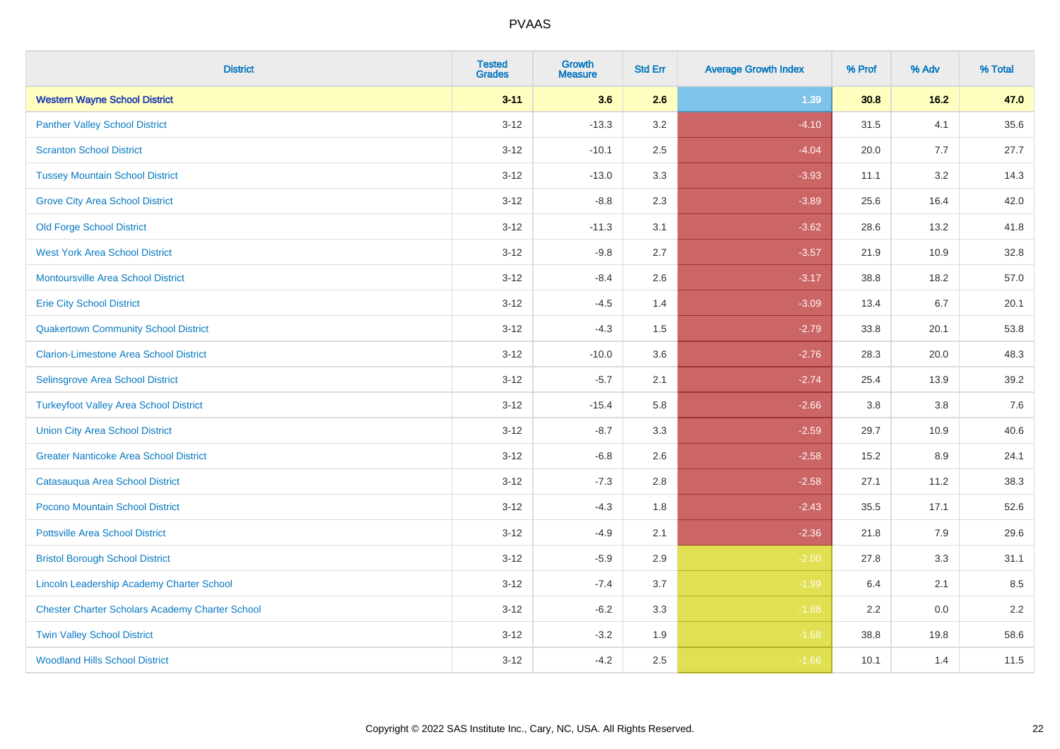| District | Tested Grades | Growth Measure | Std Err | Average Growth Index | % Prof | % Adv | % Total |
|---|---|---|---|---|---|---|---|
| **Western Wayne School District** | **3-11** | **3.6** | **2.6** | **1.39** | **30.8** | **16.2** | **47.0** |
| Panther Valley School District | 3-12 | -13.3 | 3.2 | -4.10 | 31.5 | 4.1 | 35.6 |
| Scranton School District | 3-12 | -10.1 | 2.5 | -4.04 | 20.0 | 7.7 | 27.7 |
| Tussey Mountain School District | 3-12 | -13.0 | 3.3 | -3.93 | 11.1 | 3.2 | 14.3 |
| Grove City Area School District | 3-12 | -8.8 | 2.3 | -3.89 | 25.6 | 16.4 | 42.0 |
| Old Forge School District | 3-12 | -11.3 | 3.1 | -3.62 | 28.6 | 13.2 | 41.8 |
| West York Area School District | 3-12 | -9.8 | 2.7 | -3.57 | 21.9 | 10.9 | 32.8 |
| Montoursville Area School District | 3-12 | -8.4 | 2.6 | -3.17 | 38.8 | 18.2 | 57.0 |
| Erie City School District | 3-12 | -4.5 | 1.4 | -3.09 | 13.4 | 6.7 | 20.1 |
| Quakertown Community School District | 3-12 | -4.3 | 1.5 | -2.79 | 33.8 | 20.1 | 53.8 |
| Clarion-Limestone Area School District | 3-12 | -10.0 | 3.6 | -2.76 | 28.3 | 20.0 | 48.3 |
| Selinsgrove Area School District | 3-12 | -5.7 | 2.1 | -2.74 | 25.4 | 13.9 | 39.2 |
| Turkeyfoot Valley Area School District | 3-12 | -15.4 | 5.8 | -2.66 | 3.8 | 3.8 | 7.6 |
| Union City Area School District | 3-12 | -8.7 | 3.3 | -2.59 | 29.7 | 10.9 | 40.6 |
| Greater Nanticoke Area School District | 3-12 | -6.8 | 2.6 | -2.58 | 15.2 | 8.9 | 24.1 |
| Catasauqua Area School District | 3-12 | -7.3 | 2.8 | -2.58 | 27.1 | 11.2 | 38.3 |
| Pocono Mountain School District | 3-12 | -4.3 | 1.8 | -2.43 | 35.5 | 17.1 | 52.6 |
| Pottsville Area School District | 3-12 | -4.9 | 2.1 | -2.36 | 21.8 | 7.9 | 29.6 |
| Bristol Borough School District | 3-12 | -5.9 | 2.9 | -2.00 | 27.8 | 3.3 | 31.1 |
| Lincoln Leadership Academy Charter School | 3-12 | -7.4 | 3.7 | -1.99 | 6.4 | 2.1 | 8.5 |
| Chester Charter Scholars Academy Charter School | 3-12 | -6.2 | 3.3 | -1.88 | 2.2 | 0.0 | 2.2 |
| Twin Valley School District | 3-12 | -3.2 | 1.9 | -1.68 | 38.8 | 19.8 | 58.6 |
| Woodland Hills School District | 3-12 | -4.2 | 2.5 | -1.66 | 10.1 | 1.4 | 11.5 |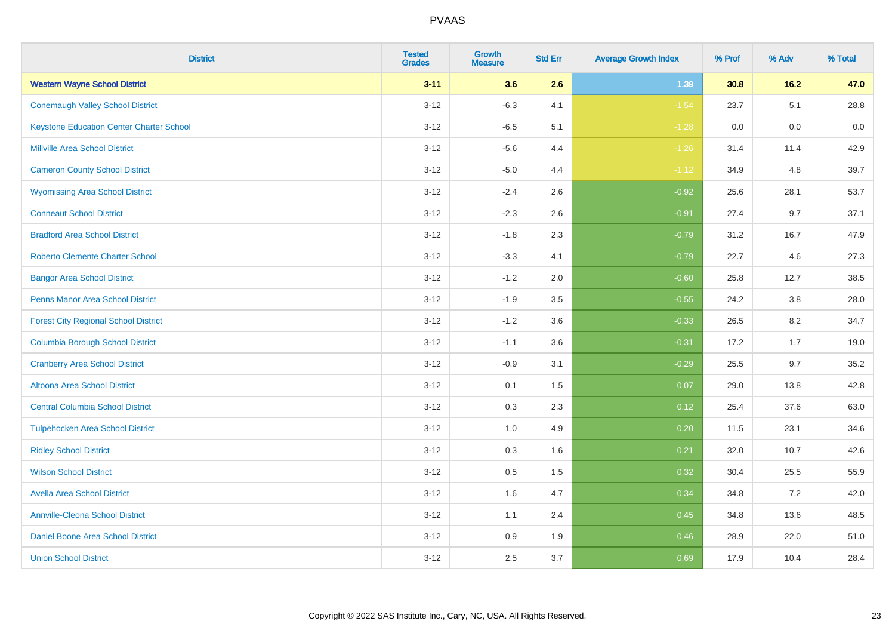| District | Tested Grades | Growth Measure | Std Err | Average Growth Index | % Prof | % Adv | % Total |
|---|---|---|---|---|---|---|---|
| **Western Wayne School District** | **3-11** | **3.6** | **2.6** | **1.39** | **30.8** | **16.2** | **47.0** |
| Conemaugh Valley School District | 3-12 | -6.3 | 4.1 | -1.54 | 23.7 | 5.1 | 28.8 |
| Keystone Education Center Charter School | 3-12 | -6.5 | 5.1 | -1.28 | 0.0 | 0.0 | 0.0 |
| Millville Area School District | 3-12 | -5.6 | 4.4 | -1.26 | 31.4 | 11.4 | 42.9 |
| Cameron County School District | 3-12 | -5.0 | 4.4 | -1.12 | 34.9 | 4.8 | 39.7 |
| Wyomissing Area School District | 3-12 | -2.4 | 2.6 | -0.92 | 25.6 | 28.1 | 53.7 |
| Conneaut School District | 3-12 | -2.3 | 2.6 | -0.91 | 27.4 | 9.7 | 37.1 |
| Bradford Area School District | 3-12 | -1.8 | 2.3 | -0.79 | 31.2 | 16.7 | 47.9 |
| Roberto Clemente Charter School | 3-12 | -3.3 | 4.1 | -0.79 | 22.7 | 4.6 | 27.3 |
| Bangor Area School District | 3-12 | -1.2 | 2.0 | -0.60 | 25.8 | 12.7 | 38.5 |
| Penns Manor Area School District | 3-12 | -1.9 | 3.5 | -0.55 | 24.2 | 3.8 | 28.0 |
| Forest City Regional School District | 3-12 | -1.2 | 3.6 | -0.33 | 26.5 | 8.2 | 34.7 |
| Columbia Borough School District | 3-12 | -1.1 | 3.6 | -0.31 | 17.2 | 1.7 | 19.0 |
| Cranberry Area School District | 3-12 | -0.9 | 3.1 | -0.29 | 25.5 | 9.7 | 35.2 |
| Altoona Area School District | 3-12 | 0.1 | 1.5 | 0.07 | 29.0 | 13.8 | 42.8 |
| Central Columbia School District | 3-12 | 0.3 | 2.3 | 0.12 | 25.4 | 37.6 | 63.0 |
| Tulpehocken Area School District | 3-12 | 1.0 | 4.9 | 0.20 | 11.5 | 23.1 | 34.6 |
| Ridley School District | 3-12 | 0.3 | 1.6 | 0.21 | 32.0 | 10.7 | 42.6 |
| Wilson School District | 3-12 | 0.5 | 1.5 | 0.32 | 30.4 | 25.5 | 55.9 |
| Avella Area School District | 3-12 | 1.6 | 4.7 | 0.34 | 34.8 | 7.2 | 42.0 |
| Annville-Cleona School District | 3-12 | 1.1 | 2.4 | 0.45 | 34.8 | 13.6 | 48.5 |
| Daniel Boone Area School District | 3-12 | 0.9 | 1.9 | 0.46 | 28.9 | 22.0 | 51.0 |
| Union School District | 3-12 | 2.5 | 3.7 | 0.69 | 17.9 | 10.4 | 28.4 |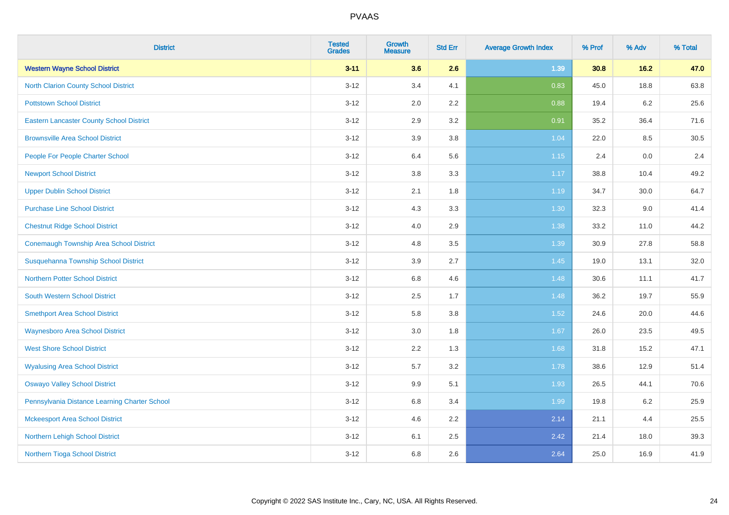# PVAAS

| District | Tested Grades | Growth Measure | Std Err | Average Growth Index | % Prof | % Adv | % Total |
|---|---|---|---|---|---|---|---|
| **Western Wayne School District** | **3-11** | **3.6** | **2.6** | **1.39** | **30.8** | **16.2** | **47.0** |
| North Clarion County School District | 3-12 | 3.4 | 4.1 | 0.83 | 45.0 | 18.8 | 63.8 |
| Pottstown School District | 3-12 | 2.0 | 2.2 | 0.88 | 19.4 | 6.2 | 25.6 |
| Eastern Lancaster County School District | 3-12 | 2.9 | 3.2 | 0.91 | 35.2 | 36.4 | 71.6 |
| Brownsville Area School District | 3-12 | 3.9 | 3.8 | 1.04 | 22.0 | 8.5 | 30.5 |
| People For People Charter School | 3-12 | 6.4 | 5.6 | 1.15 | 2.4 | 0.0 | 2.4 |
| Newport School District | 3-12 | 3.8 | 3.3 | 1.17 | 38.8 | 10.4 | 49.2 |
| Upper Dublin School District | 3-12 | 2.1 | 1.8 | 1.19 | 34.7 | 30.0 | 64.7 |
| Purchase Line School District | 3-12 | 4.3 | 3.3 | 1.30 | 32.3 | 9.0 | 41.4 |
| Chestnut Ridge School District | 3-12 | 4.0 | 2.9 | 1.38 | 33.2 | 11.0 | 44.2 |
| Conemaugh Township Area School District | 3-12 | 4.8 | 3.5 | 1.39 | 30.9 | 27.8 | 58.8 |
| Susquehanna Township School District | 3-12 | 3.9 | 2.7 | 1.45 | 19.0 | 13.1 | 32.0 |
| Northern Potter School District | 3-12 | 6.8 | 4.6 | 1.48 | 30.6 | 11.1 | 41.7 |
| South Western School District | 3-12 | 2.5 | 1.7 | 1.48 | 36.2 | 19.7 | 55.9 |
| Smethport Area School District | 3-12 | 5.8 | 3.8 | 1.52 | 24.6 | 20.0 | 44.6 |
| Waynesboro Area School District | 3-12 | 3.0 | 1.8 | 1.67 | 26.0 | 23.5 | 49.5 |
| West Shore School District | 3-12 | 2.2 | 1.3 | 1.68 | 31.8 | 15.2 | 47.1 |
| Wyalusing Area School District | 3-12 | 5.7 | 3.2 | 1.78 | 38.6 | 12.9 | 51.4 |
| Oswayo Valley School District | 3-12 | 9.9 | 5.1 | 1.93 | 26.5 | 44.1 | 70.6 |
| Pennsylvania Distance Learning Charter School | 3-12 | 6.8 | 3.4 | 1.99 | 19.8 | 6.2 | 25.9 |
| Mckeesport Area School District | 3-12 | 4.6 | 2.2 | 2.14 | 21.1 | 4.4 | 25.5 |
| Northern Lehigh School District | 3-12 | 6.1 | 2.5 | 2.42 | 21.4 | 18.0 | 39.3 |
| Northern Tioga School District | 3-12 | 6.8 | 2.6 | 2.64 | 25.0 | 16.9 | 41.9 |

Copyright © 2022 SAS Institute Inc., Cary, NC, USA. All Rights Reserved.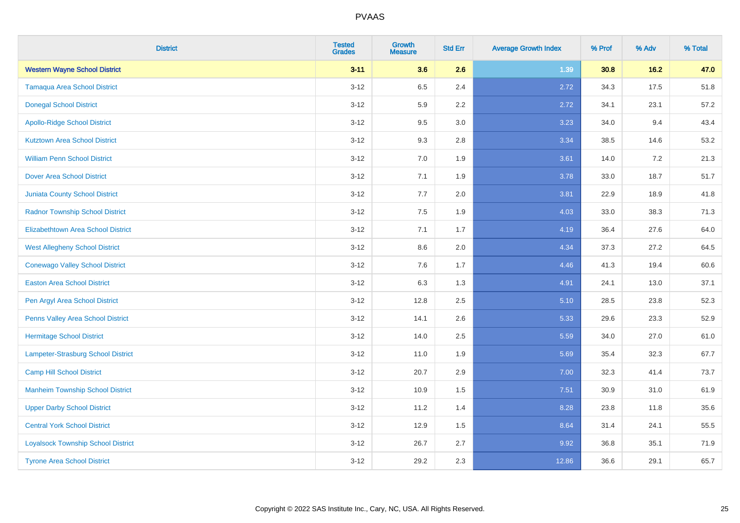# PVAAS

| District | Tested Grades | Growth Measure | Std Err | Average Growth Index | % Prof | % Adv | % Total |
|---|---|---|---|---|---|---|---|
| **Western Wayne School District** | **3-11** | **3.6** | **2.6** | **1.39** | **30.8** | **16.2** | **47.0** |
| Tamaqua Area School District | 3-12 | 6.5 | 2.4 | 2.72 | 34.3 | 17.5 | 51.8 |
| Donegal School District | 3-12 | 5.9 | 2.2 | 2.72 | 34.1 | 23.1 | 57.2 |
| Apollo-Ridge School District | 3-12 | 9.5 | 3.0 | 3.23 | 34.0 | 9.4 | 43.4 |
| Kutztown Area School District | 3-12 | 9.3 | 2.8 | 3.34 | 38.5 | 14.6 | 53.2 |
| William Penn School District | 3-12 | 7.0 | 1.9 | 3.61 | 14.0 | 7.2 | 21.3 |
| Dover Area School District | 3-12 | 7.1 | 1.9 | 3.78 | 33.0 | 18.7 | 51.7 |
| Juniata County School District | 3-12 | 7.7 | 2.0 | 3.81 | 22.9 | 18.9 | 41.8 |
| Radnor Township School District | 3-12 | 7.5 | 1.9 | 4.03 | 33.0 | 38.3 | 71.3 |
| Elizabethtown Area School District | 3-12 | 7.1 | 1.7 | 4.19 | 36.4 | 27.6 | 64.0 |
| West Allegheny School District | 3-12 | 8.6 | 2.0 | 4.34 | 37.3 | 27.2 | 64.5 |
| Conewago Valley School District | 3-12 | 7.6 | 1.7 | 4.46 | 41.3 | 19.4 | 60.6 |
| Easton Area School District | 3-12 | 6.3 | 1.3 | 4.91 | 24.1 | 13.0 | 37.1 |
| Pen Argyl Area School District | 3-12 | 12.8 | 2.5 | 5.10 | 28.5 | 23.8 | 52.3 |
| Penns Valley Area School District | 3-12 | 14.1 | 2.6 | 5.33 | 29.6 | 23.3 | 52.9 |
| Hermitage School District | 3-12 | 14.0 | 2.5 | 5.59 | 34.0 | 27.0 | 61.0 |
| Lampeter-Strasburg School District | 3-12 | 11.0 | 1.9 | 5.69 | 35.4 | 32.3 | 67.7 |
| Camp Hill School District | 3-12 | 20.7 | 2.9 | 7.00 | 32.3 | 41.4 | 73.7 |
| Manheim Township School District | 3-12 | 10.9 | 1.5 | 7.51 | 30.9 | 31.0 | 61.9 |
| Upper Darby School District | 3-12 | 11.2 | 1.4 | 8.28 | 23.8 | 11.8 | 35.6 |
| Central York School District | 3-12 | 12.9 | 1.5 | 8.64 | 31.4 | 24.1 | 55.5 |
| Loyalsock Township School District | 3-12 | 26.7 | 2.7 | 9.92 | 36.8 | 35.1 | 71.9 |
| Tyrone Area School District | 3-12 | 29.2 | 2.3 | 12.86 | 36.6 | 29.1 | 65.7 |

Copyright © 2022 SAS Institute Inc., Cary, NC, USA. All Rights Reserved.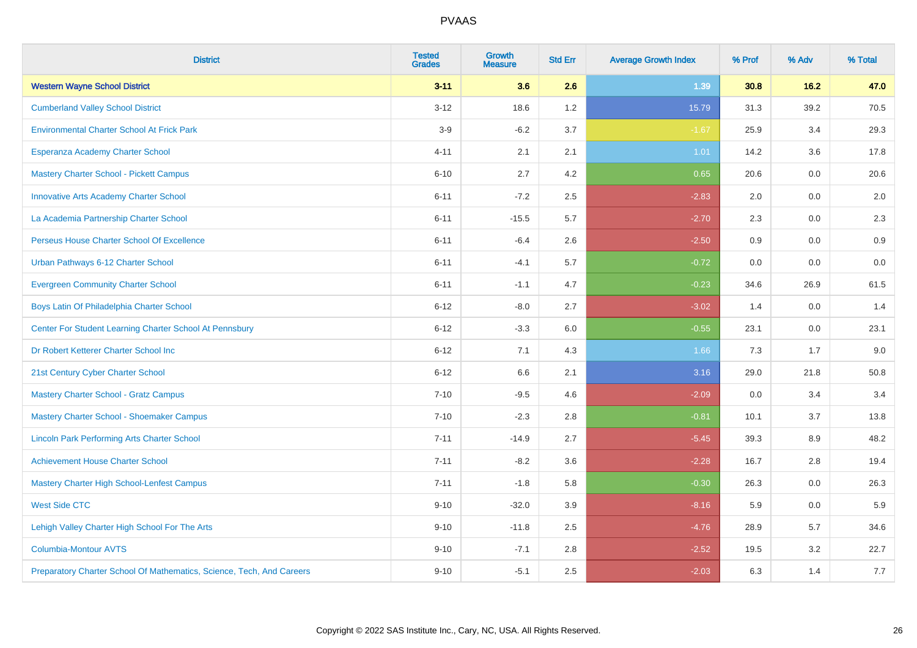| District | Tested Grades | Growth Measure | Std Err | Average Growth Index | % Prof | % Adv | % Total |
|---|---|---|---|---|---|---|---|
| **Western Wayne School District** | **3-11** | **3.6** | **2.6** | **1.39** | **30.8** | **16.2** | **47.0** |
| Cumberland Valley School District | 3-12 | 18.6 | 1.2 | 15.79 | 31.3 | 39.2 | 70.5 |
| Environmental Charter School At Frick Park | 3-9 | -6.2 | 3.7 | -1.67 | 25.9 | 3.4 | 29.3 |
| Esperanza Academy Charter School | 4-11 | 2.1 | 2.1 | 1.01 | 14.2 | 3.6 | 17.8 |
| Mastery Charter School - Pickett Campus | 6-10 | 2.7 | 4.2 | 0.65 | 20.6 | 0.0 | 20.6 |
| Innovative Arts Academy Charter School | 6-11 | -7.2 | 2.5 | -2.83 | 2.0 | 0.0 | 2.0 |
| La Academia Partnership Charter School | 6-11 | -15.5 | 5.7 | -2.70 | 2.3 | 0.0 | 2.3 |
| Perseus House Charter School Of Excellence | 6-11 | -6.4 | 2.6 | -2.50 | 0.9 | 0.0 | 0.9 |
| Urban Pathways 6-12 Charter School | 6-11 | -4.1 | 5.7 | -0.72 | 0.0 | 0.0 | 0.0 |
| Evergreen Community Charter School | 6-11 | -1.1 | 4.7 | -0.23 | 34.6 | 26.9 | 61.5 |
| Boys Latin Of Philadelphia Charter School | 6-12 | -8.0 | 2.7 | -3.02 | 1.4 | 0.0 | 1.4 |
| Center For Student Learning Charter School At Pennsbury | 6-12 | -3.3 | 6.0 | -0.55 | 23.1 | 0.0 | 23.1 |
| Dr Robert Ketterer Charter School Inc | 6-12 | 7.1 | 4.3 | 1.66 | 7.3 | 1.7 | 9.0 |
| 21st Century Cyber Charter School | 6-12 | 6.6 | 2.1 | 3.16 | 29.0 | 21.8 | 50.8 |
| Mastery Charter School - Gratz Campus | 7-10 | -9.5 | 4.6 | -2.09 | 0.0 | 3.4 | 3.4 |
| Mastery Charter School - Shoemaker Campus | 7-10 | -2.3 | 2.8 | -0.81 | 10.1 | 3.7 | 13.8 |
| Lincoln Park Performing Arts Charter School | 7-11 | -14.9 | 2.7 | -5.45 | 39.3 | 8.9 | 48.2 |
| Achievement House Charter School | 7-11 | -8.2 | 3.6 | -2.28 | 16.7 | 2.8 | 19.4 |
| Mastery Charter High School-Lenfest Campus | 7-11 | -1.8 | 5.8 | -0.30 | 26.3 | 0.0 | 26.3 |
| West Side CTC | 9-10 | -32.0 | 3.9 | -8.16 | 5.9 | 0.0 | 5.9 |
| Lehigh Valley Charter High School For The Arts | 9-10 | -11.8 | 2.5 | -4.76 | 28.9 | 5.7 | 34.6 |
| Columbia-Montour AVTS | 9-10 | -7.1 | 2.8 | -2.52 | 19.5 | 3.2 | 22.7 |
| Preparatory Charter School Of Mathematics, Science, Tech, And Careers | 9-10 | -5.1 | 2.5 | -2.03 | 6.3 | 1.4 | 7.7 |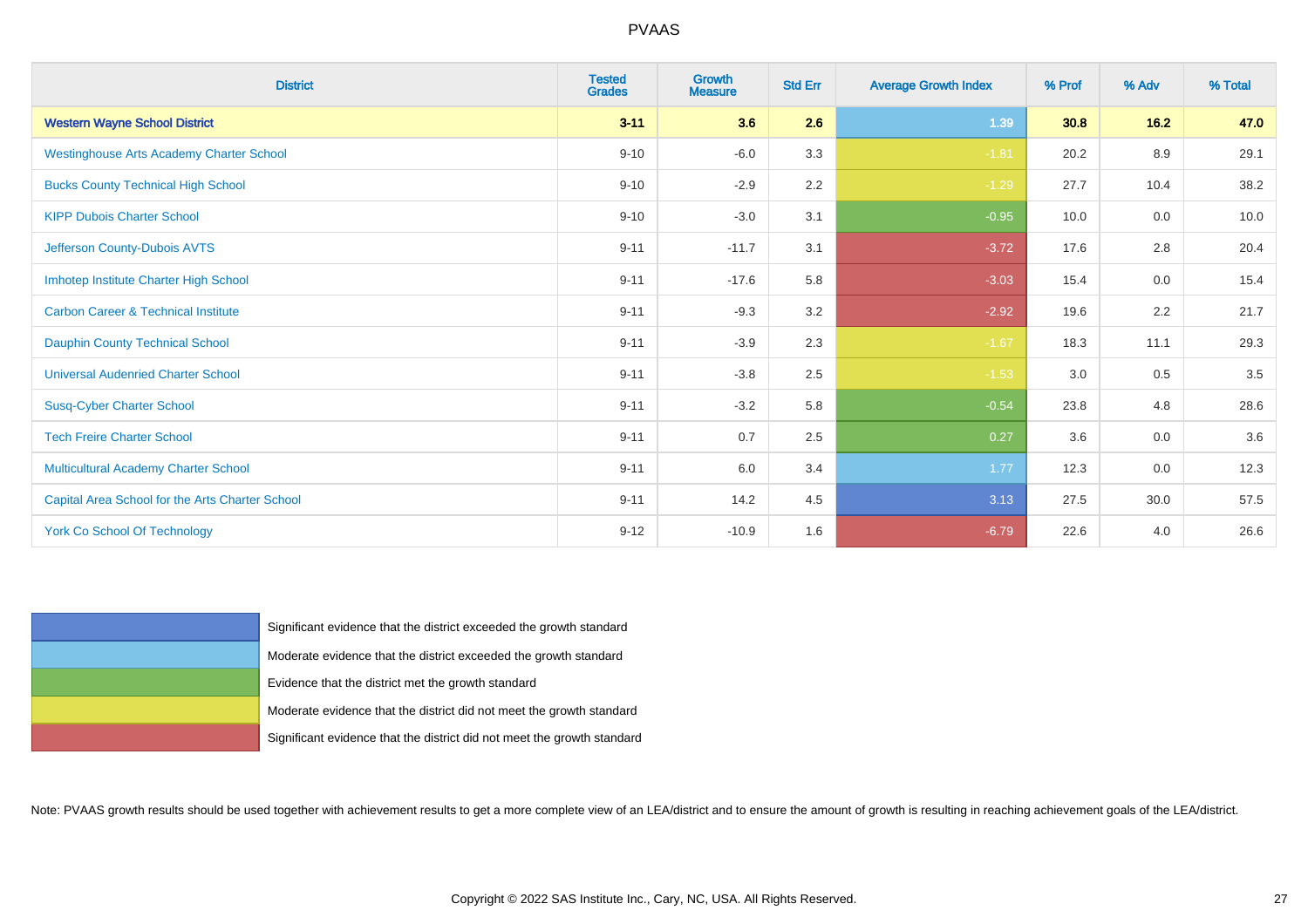# PVAAS

| District | Tested Grades | Growth Measure | Std Err | Average Growth Index | % Prof | % Adv | % Total |
|---|---|---|---|---|---|---|---|
| **Western Wayne School District** | **3-11** | **3.6** | **2.6** | **1.39** | **30.8** | **16.2** | **47.0** |
| Westinghouse Arts Academy Charter School | 9-10 | -6.0 | 3.3 | -1.81 | 20.2 | 8.9 | 29.1 |
| Bucks County Technical High School | 9-10 | -2.9 | 2.2 | -1.29 | 27.7 | 10.4 | 38.2 |
| KIPP Dubois Charter School | 9-10 | -3.0 | 3.1 | -0.95 | 10.0 | 0.0 | 10.0 |
| Jefferson County-Dubois AVTS | 9-11 | -11.7 | 3.1 | -3.72 | 17.6 | 2.8 | 20.4 |
| Imhotep Institute Charter High School | 9-11 | -17.6 | 5.8 | -3.03 | 15.4 | 0.0 | 15.4 |
| Carbon Career & Technical Institute | 9-11 | -9.3 | 3.2 | -2.92 | 19.6 | 2.2 | 21.7 |
| Dauphin County Technical School | 9-11 | -3.9 | 2.3 | -1.67 | 18.3 | 11.1 | 29.3 |
| Universal Audenried Charter School | 9-11 | -3.8 | 2.5 | -1.53 | 3.0 | 0.5 | 3.5 |
| Susq-Cyber Charter School | 9-11 | -3.2 | 5.8 | -0.54 | 23.8 | 4.8 | 28.6 |
| Tech Freire Charter School | 9-11 | 0.7 | 2.5 | 0.27 | 3.6 | 0.0 | 3.6 |
| Multicultural Academy Charter School | 9-11 | 6.0 | 3.4 | 1.77 | 12.3 | 0.0 | 12.3 |
| Capital Area School for the Arts Charter School | 9-11 | 14.2 | 4.5 | 3.13 | 27.5 | 30.0 | 57.5 |
| York Co School Of Technology | 9-12 | -10.9 | 1.6 | -6.79 | 22.6 | 4.0 | 26.6 |

Significant evidence that the district exceeded the growth standard

Moderate evidence that the district exceeded the growth standard

Evidence that the district met the growth standard

Moderate evidence that the district did not meet the growth standard

Significant evidence that the district did not meet the growth standard

Note: PVAAS growth results should be used together with achievement results to get a more complete view of an LEA/district and to ensure the amount of growth is resulting in reaching achievement goals of the LEA/district.

Copyright © 2022 SAS Institute Inc., Cary, NC, USA. All Rights Reserved.